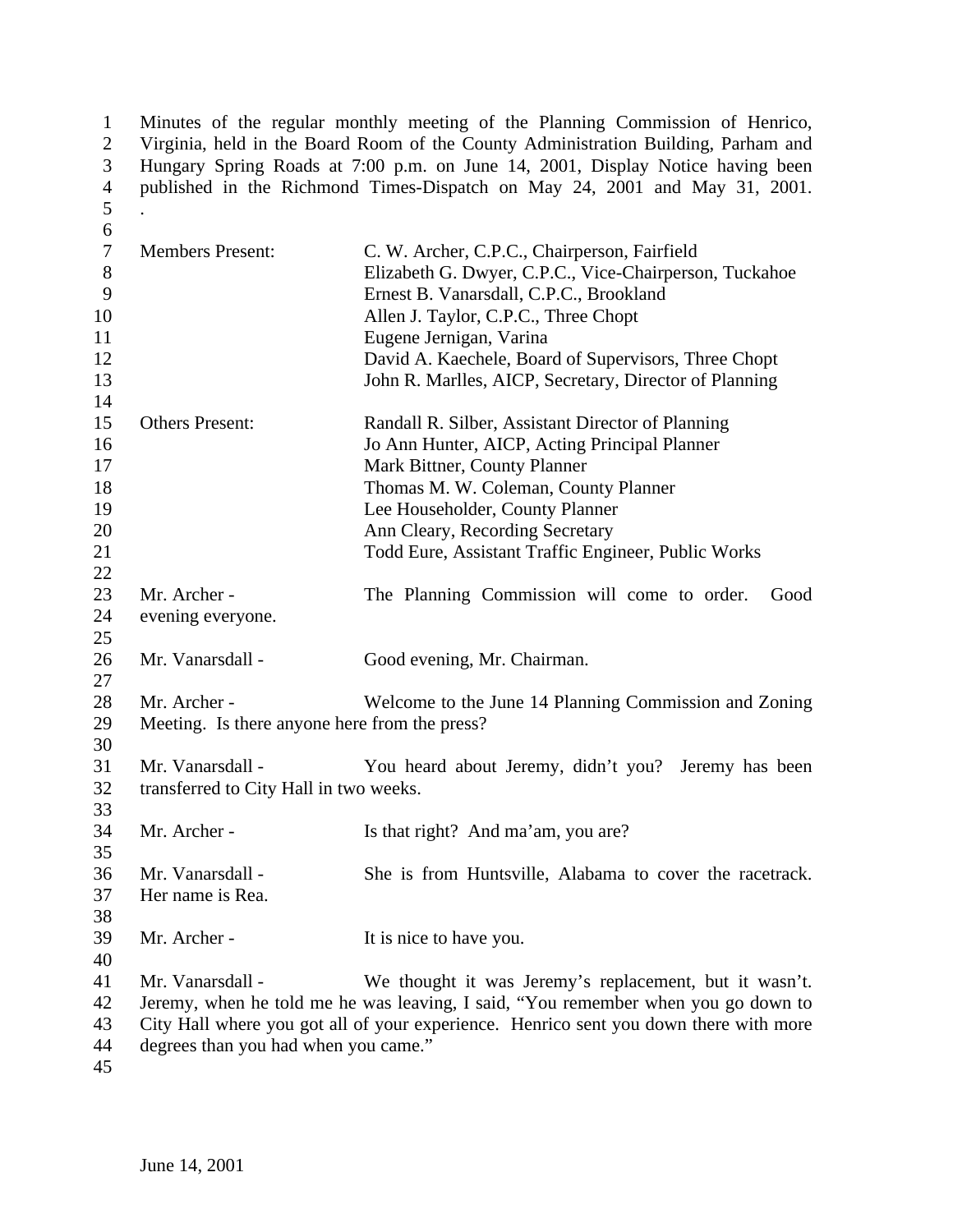Minutes of the regular monthly meeting of the Planning Commission of Henrico, Virginia, held in the Board Room of the County Administration Building, Parham and Hungary Spring Roads at 7:00 p.m. on June 14, 2001, Display Notice having been published in the Richmond Times-Dispatch on May 24, 2001 and May 31, 2001.
.

| | |
|---|---|
| Members Present: | C. W. Archer, C.P.C., Chairperson, Fairfield |
| | Elizabeth G. Dwyer, C.P.C., Vice-Chairperson, Tuckahoe |
| | Ernest B. Vanarsdall, C.P.C., Brookland |
| | Allen J. Taylor, C.P.C., Three Chopt |
| | Eugene Jernigan, Varina |
| | David A. Kaechele, Board of Supervisors, Three Chopt |
| | John R. Marlles, AICP, Secretary, Director of Planning |
| Others Present: | Randall R. Silber, Assistant Director of Planning |
| | Jo Ann Hunter, AICP, Acting Principal Planner |
| | Mark Bittner, County Planner |
| | Thomas M. W. Coleman, County Planner |
| | Lee Householder, County Planner |
| | Ann Cleary, Recording Secretary |
| | Todd Eure, Assistant Traffic Engineer, Public Works |

Mr. Archer - The Planning Commission will come to order. Good evening everyone.

Mr. Vanarsdall - Good evening, Mr. Chairman.

Mr. Archer - Welcome to the June 14 Planning Commission and Zoning Meeting. Is there anyone here from the press?

Mr. Vanarsdall - You heard about Jeremy, didn't you? Jeremy has been transferred to City Hall in two weeks.

Mr. Archer - Is that right? And ma'am, you are?

Mr. Vanarsdall - She is from Huntsville, Alabama to cover the racetrack. Her name is Rea.

Mr. Archer - It is nice to have you.

Mr. Vanarsdall - We thought it was Jeremy's replacement, but it wasn't. Jeremy, when he told me he was leaving, I said, "You remember when you go down to City Hall where you got all of your experience. Henrico sent you down there with more degrees than you had when you came."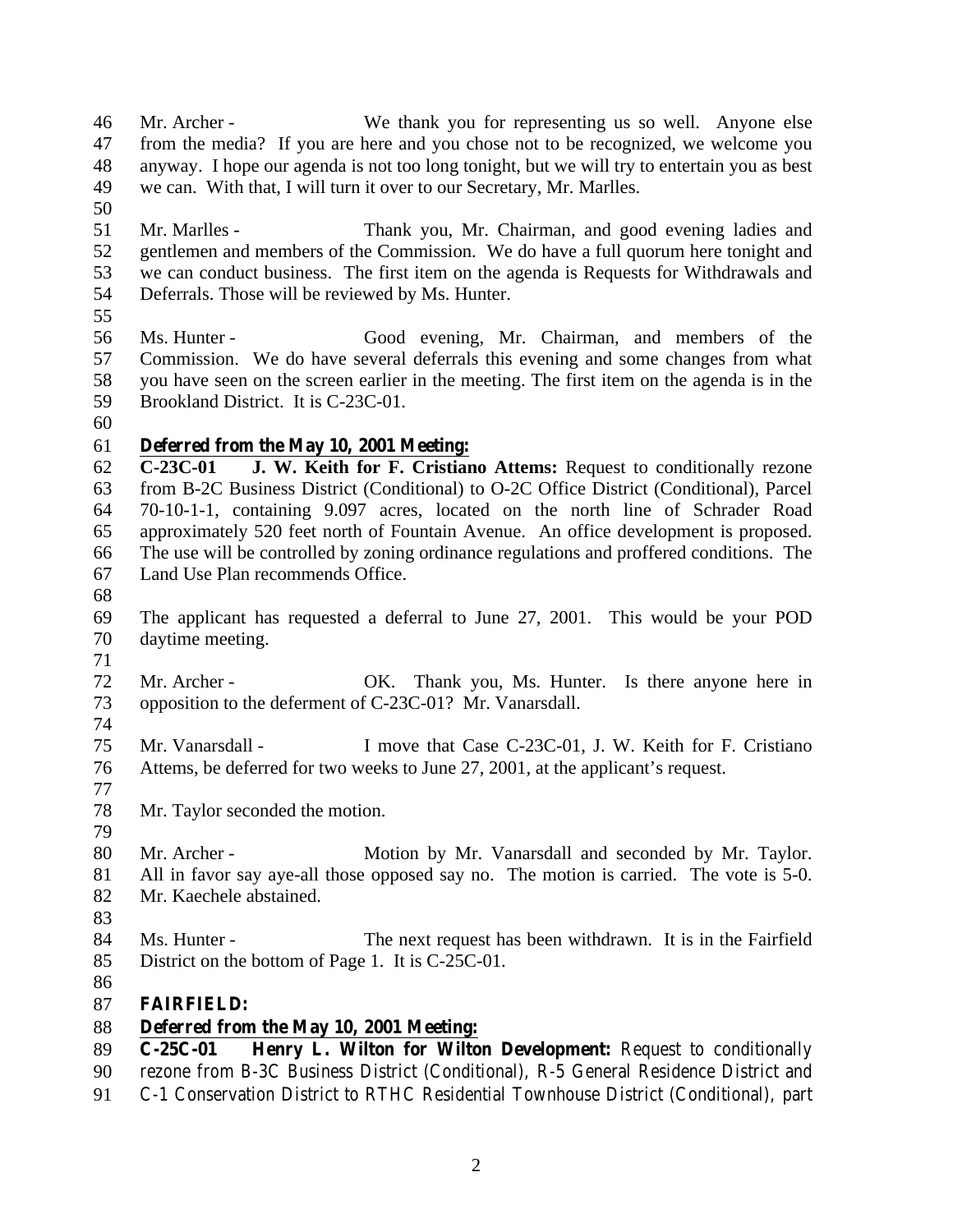Mr. Archer - We thank you for representing us so well. Anyone else from the media? If you are here and you chose not to be recognized, we welcome you anyway. I hope our agenda is not too long tonight, but we will try to entertain you as best we can. With that, I will turn it over to our Secretary, Mr. Marlles.

Mr. Marlles - Thank you, Mr. Chairman, and good evening ladies and gentlemen and members of the Commission. We do have a full quorum here tonight and we can conduct business. The first item on the agenda is Requests for Withdrawals and Deferrals. Those will be reviewed by Ms. Hunter.

Ms. Hunter - Good evening, Mr. Chairman, and members of the Commission. We do have several deferrals this evening and some changes from what you have seen on the screen earlier in the meeting. The first item on the agenda is in the Brookland District. It is C-23C-01.

***Deferred from the May 10, 2001 Meeting:***

**C-23C-01 J. W. Keith for F. Cristiano Attems:** Request to conditionally rezone from B-2C Business District (Conditional) to O-2C Office District (Conditional), Parcel 70-10-1-1, containing 9.097 acres, located on the north line of Schrader Road approximately 520 feet north of Fountain Avenue. An office development is proposed. The use will be controlled by zoning ordinance regulations and proffered conditions. The Land Use Plan recommends Office.

The applicant has requested a deferral to June 27, 2001. This would be your POD daytime meeting.

Mr. Archer - OK. Thank you, Ms. Hunter. Is there anyone here in opposition to the deferment of C-23C-01? Mr. Vanarsdall.

Mr. Vanarsdall - I move that Case C-23C-01, J. W. Keith for F. Cristiano Attems, be deferred for two weeks to June 27, 2001, at the applicant's request.

Mr. Taylor seconded the motion.

Mr. Archer - Motion by Mr. Vanarsdall and seconded by Mr. Taylor. All in favor say aye-all those opposed say no. The motion is carried. The vote is 5-0. Mr. Kaechele abstained.

Ms. Hunter - The next request has been withdrawn. It is in the Fairfield District on the bottom of Page 1. It is C-25C-01.

***FAIRFIELD:***

***Deferred from the May 10, 2001 Meeting:***

***C-25C-01 Henry L. Wilton for Wilton Development:*** *Request to conditionally rezone from B-3C Business District (Conditional), R-5 General Residence District and C-1 Conservation District to RTHC Residential Townhouse District (Conditional), part*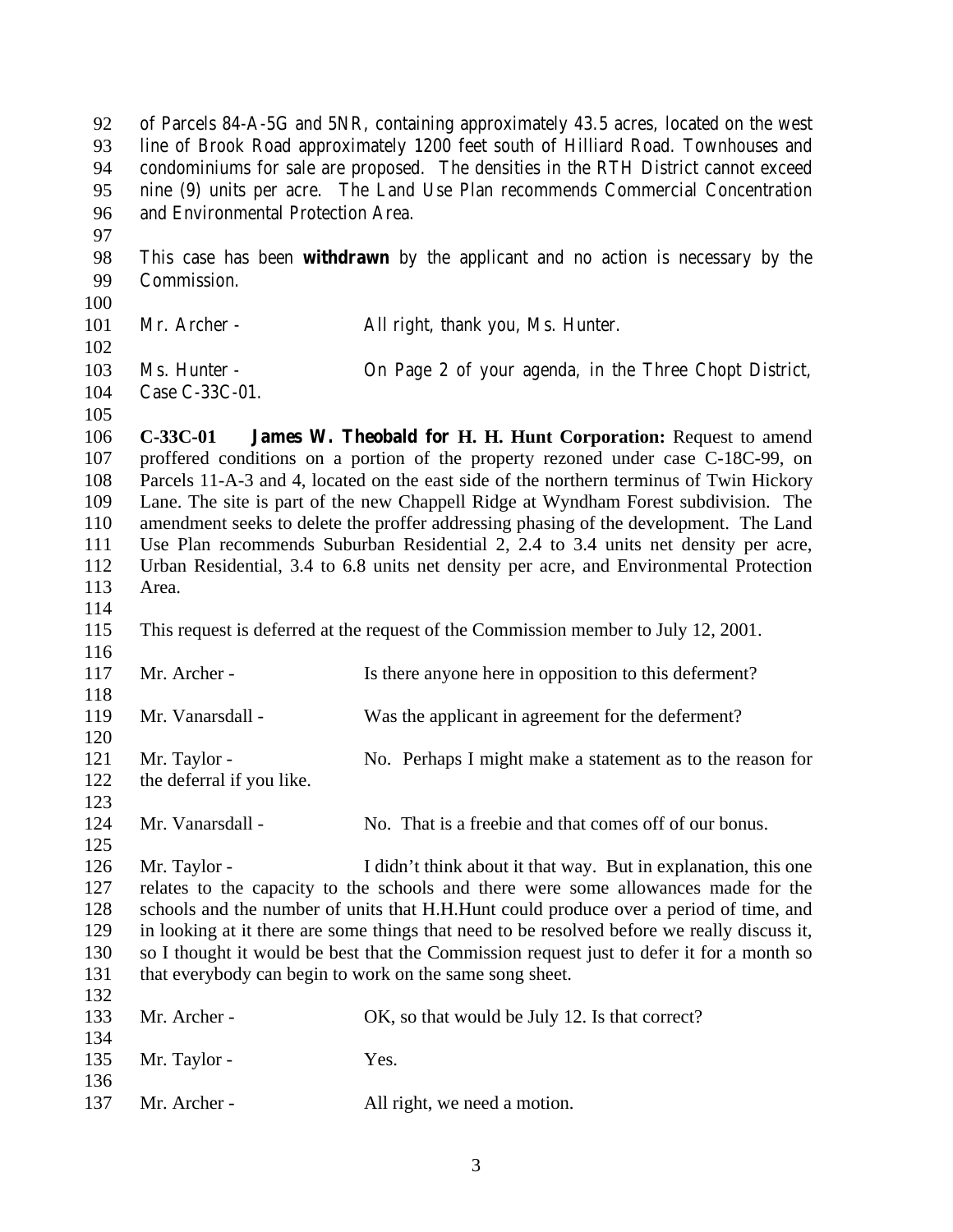of Parcels 84-A-5G and 5NR, containing approximately 43.5 acres, located on the west line of Brook Road approximately 1200 feet south of Hilliard Road. Townhouses and condominiums for sale are proposed. The densities in the RTH District cannot exceed nine (9) units per acre. The Land Use Plan recommends Commercial Concentration and Environmental Protection Area.

This case has been **withdrawn** by the applicant and no action is necessary by the Commission.

Mr. Archer - All right, thank you, Ms. Hunter.

Ms. Hunter - On Page 2 of your agenda, in the Three Chopt District, Case C-33C-01.

**C-33C-01 *James W. Theobald for* H. H. Hunt Corporation:** Request to amend proffered conditions on a portion of the property rezoned under case C-18C-99, on Parcels 11-A-3 and 4, located on the east side of the northern terminus of Twin Hickory Lane. The site is part of the new Chappell Ridge at Wyndham Forest subdivision. The amendment seeks to delete the proffer addressing phasing of the development. The Land Use Plan recommends Suburban Residential 2, 2.4 to 3.4 units net density per acre, Urban Residential, 3.4 to 6.8 units net density per acre, and Environmental Protection Area.

This request is deferred at the request of the Commission member to July 12, 2001.

Mr. Archer - Is there anyone here in opposition to this deferment?

Mr. Vanarsdall - Was the applicant in agreement for the deferment?

Mr. Taylor - No. Perhaps I might make a statement as to the reason for the deferral if you like.

Mr. Vanarsdall - No. That is a freebie and that comes off of our bonus.

Mr. Taylor - I didn't think about it that way. But in explanation, this one relates to the capacity to the schools and there were some allowances made for the schools and the number of units that H.H.Hunt could produce over a period of time, and in looking at it there are some things that need to be resolved before we really discuss it, so I thought it would be best that the Commission request just to defer it for a month so that everybody can begin to work on the same song sheet.

Mr. Archer - OK, so that would be July 12. Is that correct?

Mr. Taylor - Yes.

Mr. Archer - All right, we need a motion.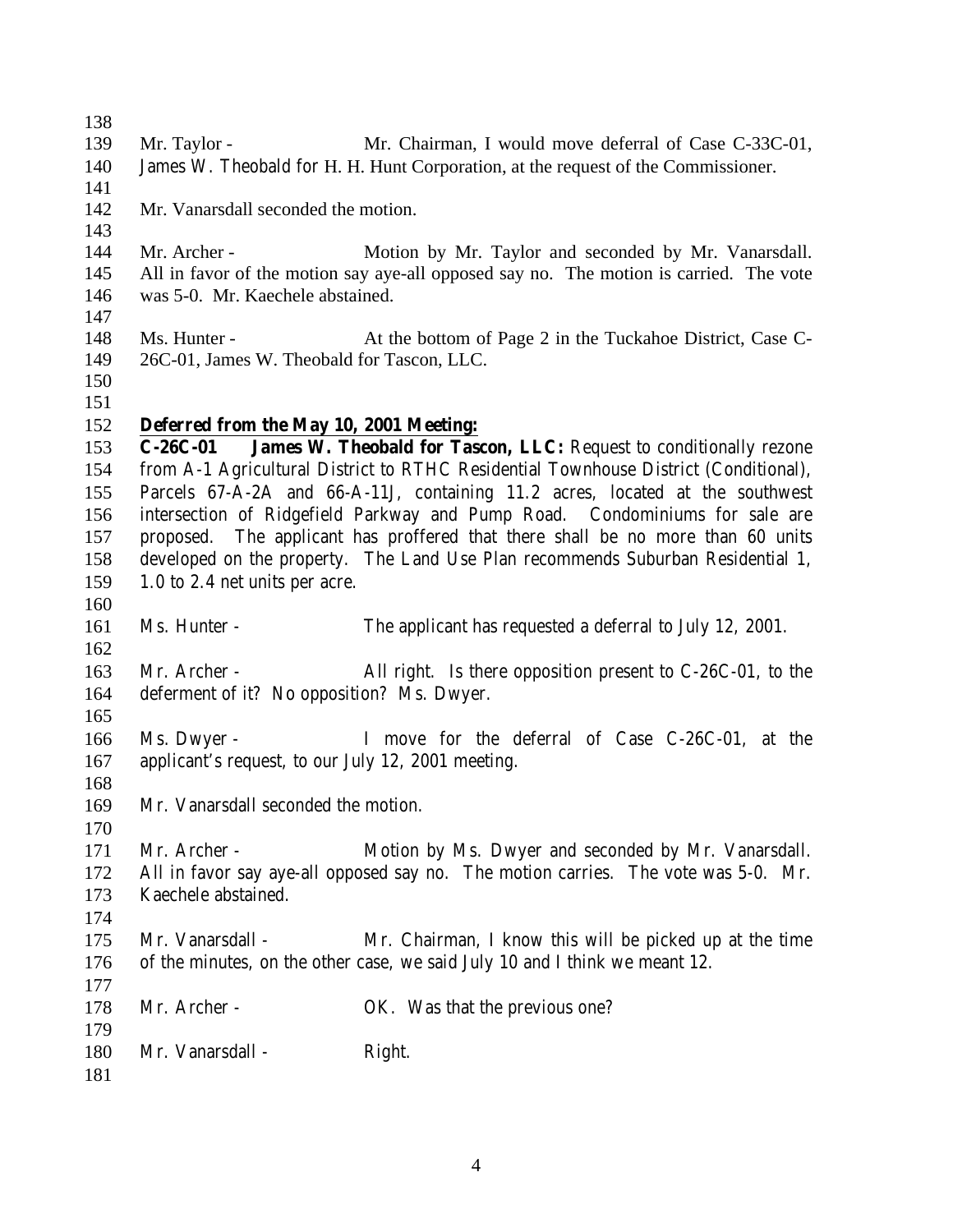Mr. Taylor - Mr. Chairman, I would move deferral of Case C-33C-01, James W. Theobald for H. H. Hunt Corporation, at the request of the Commissioner.

Mr. Vanarsdall seconded the motion.

Mr. Archer - Motion by Mr. Taylor and seconded by Mr. Vanarsdall. All in favor of the motion say aye-all opposed say no. The motion is carried. The vote was 5-0. Mr. Kaechele abstained.

Ms. Hunter - At the bottom of Page 2 in the Tuckahoe District, Case C-26C-01, James W. Theobald for Tascon, LLC.

***Deferred from the May 10, 2001 Meeting:***

**C-26C-01 James W. Theobald for Tascon, LLC:** Request to conditionally rezone from A-1 Agricultural District to RTHC Residential Townhouse District (Conditional), Parcels 67-A-2A and 66-A-11J, containing 11.2 acres, located at the southwest intersection of Ridgefield Parkway and Pump Road. Condominiums for sale are proposed. The applicant has proffered that there shall be no more than 60 units developed on the property. The Land Use Plan recommends Suburban Residential 1, 1.0 to 2.4 net units per acre.

Ms. Hunter - The applicant has requested a deferral to July 12, 2001.

Mr. Archer - All right. Is there opposition present to C-26C-01, to the deferment of it? No opposition? Ms. Dwyer.

Ms. Dwyer - I move for the deferral of Case C-26C-01, at the applicant's request, to our July 12, 2001 meeting.

Mr. Vanarsdall seconded the motion.

Mr. Archer - Motion by Ms. Dwyer and seconded by Mr. Vanarsdall. All in favor say aye-all opposed say no. The motion carries. The vote was 5-0. Mr. Kaechele abstained.

Mr. Vanarsdall - Mr. Chairman, I know this will be picked up at the time of the minutes, on the other case, we said July 10 and I think we meant 12.

Mr. Archer - OK. Was that the previous one?

Mr. Vanarsdall - Right.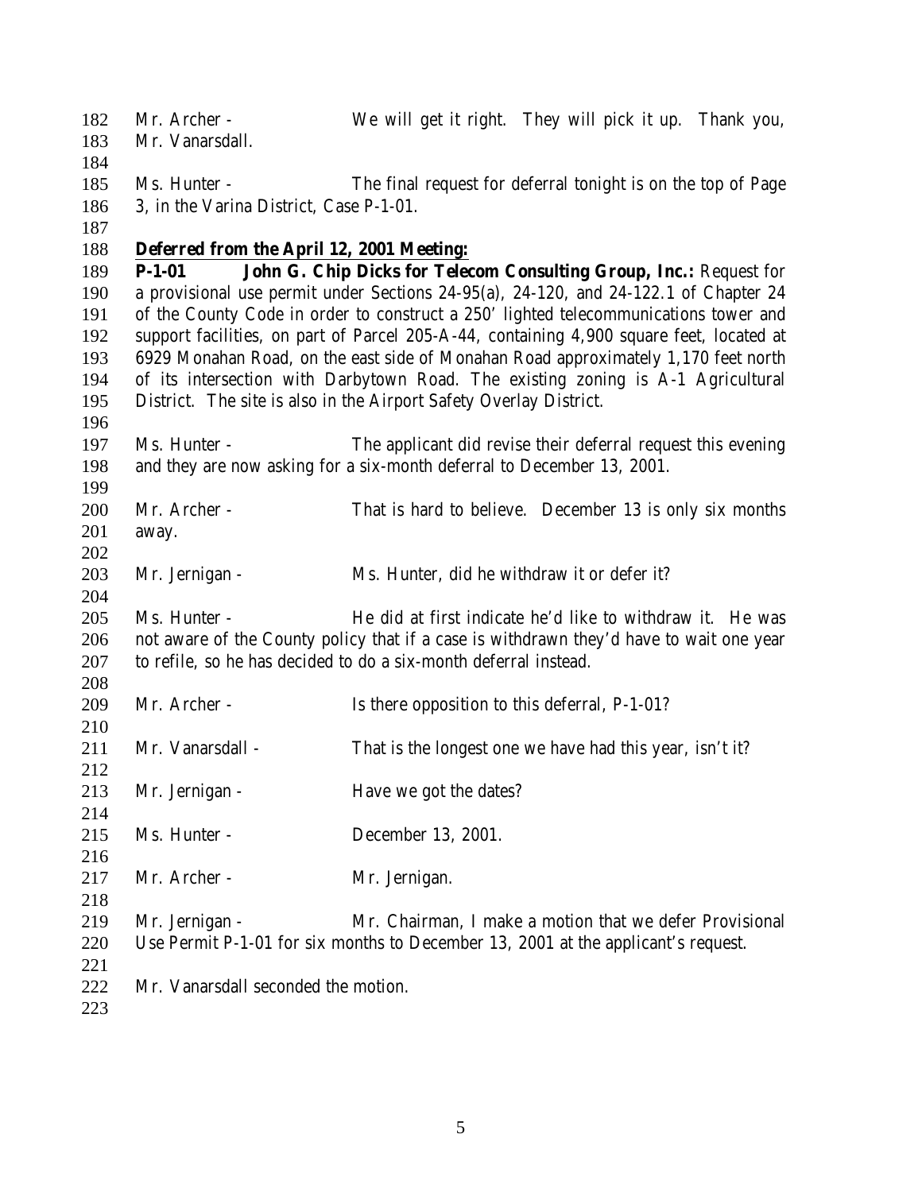Mr. Archer - We will get it right. They will pick it up. Thank you, Mr. Vanarsdall.

Ms. Hunter - The final request for deferral tonight is on the top of Page 3, in the Varina District, Case P-1-01.

***Deferred from the April 12, 2001 Meeting:***

**P-1-01 John G. Chip Dicks for Telecom Consulting Group, Inc.:** Request for a provisional use permit under Sections 24-95(a), 24-120, and 24-122.1 of Chapter 24 of the County Code in order to construct a 250' lighted telecommunications tower and support facilities, on part of Parcel 205-A-44, containing 4,900 square feet, located at 6929 Monahan Road, on the east side of Monahan Road approximately 1,170 feet north of its intersection with Darbytown Road. The existing zoning is A-1 Agricultural District. The site is also in the Airport Safety Overlay District.

Ms. Hunter - The applicant did revise their deferral request this evening and they are now asking for a six-month deferral to December 13, 2001.

Mr. Archer - That is hard to believe. December 13 is only six months away.

Mr. Jernigan - Ms. Hunter, did he withdraw it or defer it?

Ms. Hunter - He did at first indicate he'd like to withdraw it. He was not aware of the County policy that if a case is withdrawn they'd have to wait one year to refile, so he has decided to do a six-month deferral instead.

Mr. Archer - Is there opposition to this deferral, P-1-01?

Mr. Vanarsdall - That is the longest one we have had this year, isn't it?

Mr. Jernigan - Have we got the dates?

Ms. Hunter - December 13, 2001.

Mr. Archer - Mr. Jernigan.

Mr. Jernigan - Mr. Chairman, I make a motion that we defer Provisional Use Permit P-1-01 for six months to December 13, 2001 at the applicant's request.

Mr. Vanarsdall seconded the motion.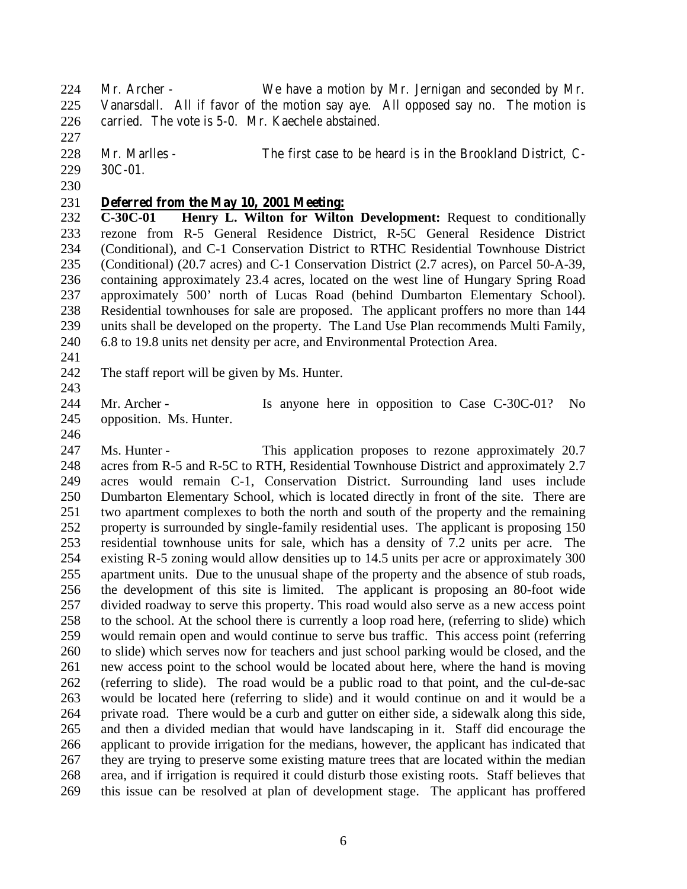Mr. Archer - We have a motion by Mr. Jernigan and seconded by Mr. Vanarsdall. All if favor of the motion say aye. All opposed say no. The motion is carried. The vote is 5-0. Mr. Kaechele abstained.

Mr. Marlles - The first case to be heard is in the Brookland District, C-30C-01.

***Deferred from the May 10, 2001 Meeting:***

**C-30C-01 Henry L. Wilton for Wilton Development:** Request to conditionally rezone from R-5 General Residence District, R-5C General Residence District (Conditional), and C-1 Conservation District to RTHC Residential Townhouse District (Conditional) (20.7 acres) and C-1 Conservation District (2.7 acres), on Parcel 50-A-39, containing approximately 23.4 acres, located on the west line of Hungary Spring Road approximately 500' north of Lucas Road (behind Dumbarton Elementary School). Residential townhouses for sale are proposed. The applicant proffers no more than 144 units shall be developed on the property. The Land Use Plan recommends Multi Family, 6.8 to 19.8 units net density per acre, and Environmental Protection Area.

The staff report will be given by Ms. Hunter.

Mr. Archer - Is anyone here in opposition to Case C-30C-01? No opposition. Ms. Hunter.

Ms. Hunter - This application proposes to rezone approximately 20.7 acres from R-5 and R-5C to RTH, Residential Townhouse District and approximately 2.7 acres would remain C-1, Conservation District. Surrounding land uses include Dumbarton Elementary School, which is located directly in front of the site. There are two apartment complexes to both the north and south of the property and the remaining property is surrounded by single-family residential uses. The applicant is proposing 150 residential townhouse units for sale, which has a density of 7.2 units per acre. The existing R-5 zoning would allow densities up to 14.5 units per acre or approximately 300 apartment units. Due to the unusual shape of the property and the absence of stub roads, the development of this site is limited. The applicant is proposing an 80-foot wide divided roadway to serve this property. This road would also serve as a new access point to the school. At the school there is currently a loop road here, (referring to slide) which would remain open and would continue to serve bus traffic. This access point (referring to slide) which serves now for teachers and just school parking would be closed, and the new access point to the school would be located about here, where the hand is moving (referring to slide). The road would be a public road to that point, and the cul-de-sac would be located here (referring to slide) and it would continue on and it would be a private road. There would be a curb and gutter on either side, a sidewalk along this side, and then a divided median that would have landscaping in it. Staff did encourage the applicant to provide irrigation for the medians, however, the applicant has indicated that they are trying to preserve some existing mature trees that are located within the median area, and if irrigation is required it could disturb those existing roots. Staff believes that this issue can be resolved at plan of development stage. The applicant has proffered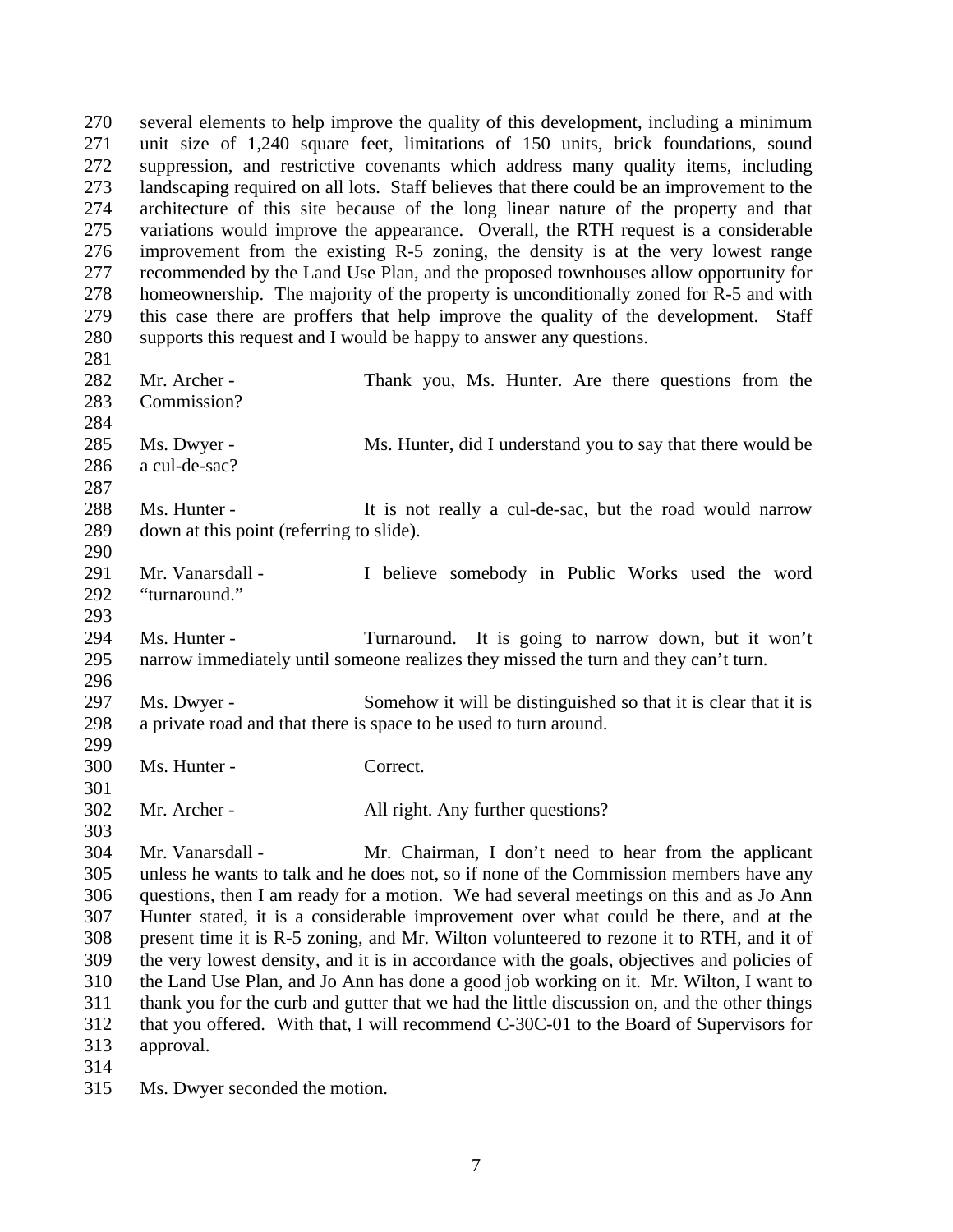270 several elements to help improve the quality of this development, including a minimum
271 unit size of 1,240 square feet, limitations of 150 units, brick foundations, sound
272 suppression, and restrictive covenants which address many quality items, including
273 landscaping required on all lots. Staff believes that there could be an improvement to the
274 architecture of this site because of the long linear nature of the property and that
275 variations would improve the appearance. Overall, the RTH request is a considerable
276 improvement from the existing R-5 zoning, the density is at the very lowest range
277 recommended by the Land Use Plan, and the proposed townhouses allow opportunity for
278 homeownership. The majority of the property is unconditionally zoned for R-5 and with
279 this case there are proffers that help improve the quality of the development. Staff
280 supports this request and I would be happy to answer any questions.
281
282 Mr. Archer - Thank you, Ms. Hunter. Are there questions from the
283 Commission?
284
285 Ms. Dwyer - Ms. Hunter, did I understand you to say that there would be
286 a cul-de-sac?
287
288 Ms. Hunter - It is not really a cul-de-sac, but the road would narrow
289 down at this point (referring to slide).
290
291 Mr. Vanarsdall - I believe somebody in Public Works used the word
292 "turnaround."
293
294 Ms. Hunter - Turnaround. It is going to narrow down, but it won't
295 narrow immediately until someone realizes they missed the turn and they can't turn.
296
297 Ms. Dwyer - Somehow it will be distinguished so that it is clear that it is
298 a private road and that there is space to be used to turn around.
299
300 Ms. Hunter - Correct.
301
302 Mr. Archer - All right. Any further questions?
303
304 Mr. Vanarsdall - Mr. Chairman, I don't need to hear from the applicant
305 unless he wants to talk and he does not, so if none of the Commission members have any
306 questions, then I am ready for a motion. We had several meetings on this and as Jo Ann
307 Hunter stated, it is a considerable improvement over what could be there, and at the
308 present time it is R-5 zoning, and Mr. Wilton volunteered to rezone it to RTH, and it of
309 the very lowest density, and it is in accordance with the goals, objectives and policies of
310 the Land Use Plan, and Jo Ann has done a good job working on it. Mr. Wilton, I want to
311 thank you for the curb and gutter that we had the little discussion on, and the other things
312 that you offered. With that, I will recommend C-30C-01 to the Board of Supervisors for
313 approval.
314
315 Ms. Dwyer seconded the motion.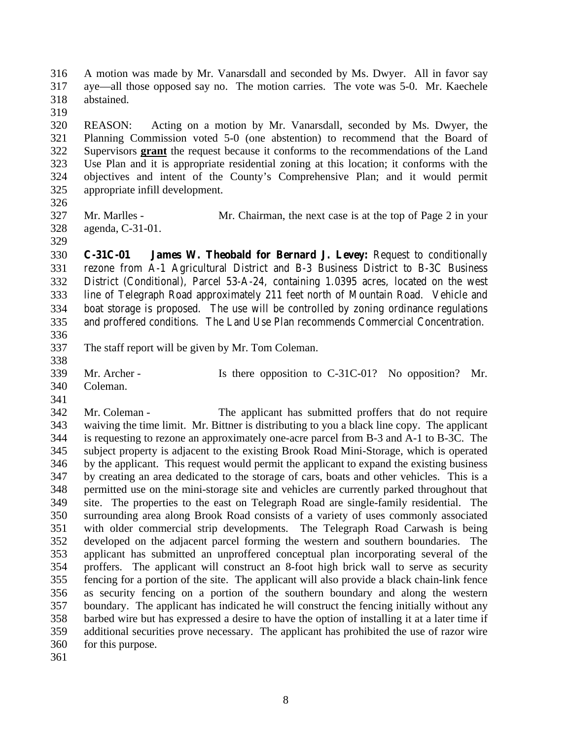A motion was made by Mr. Vanarsdall and seconded by Ms. Dwyer. All in favor say aye—all those opposed say no. The motion carries. The vote was 5-0. Mr. Kaechele abstained.

REASON: Acting on a motion by Mr. Vanarsdall, seconded by Ms. Dwyer, the Planning Commission voted 5-0 (one abstention) to recommend that the Board of Supervisors **grant** the request because it conforms to the recommendations of the Land Use Plan and it is appropriate residential zoning at this location; it conforms with the objectives and intent of the County's Comprehensive Plan; and it would permit appropriate infill development.

Mr. Marlles - Mr. Chairman, the next case is at the top of Page 2 in your agenda, C-31-01.

**C-31C-01 James W. Theobald for Bernard J. Levey:** Request to conditionally rezone from A-1 Agricultural District and B-3 Business District to B-3C Business District (Conditional), Parcel 53-A-24, containing 1.0395 acres, located on the west line of Telegraph Road approximately 211 feet north of Mountain Road. Vehicle and boat storage is proposed. The use will be controlled by zoning ordinance regulations and proffered conditions. The Land Use Plan recommends Commercial Concentration.

The staff report will be given by Mr. Tom Coleman.

Mr. Archer - Is there opposition to C-31C-01? No opposition? Mr. Coleman.

Mr. Coleman - The applicant has submitted proffers that do not require waiving the time limit. Mr. Bittner is distributing to you a black line copy. The applicant is requesting to rezone an approximately one-acre parcel from B-3 and A-1 to B-3C. The subject property is adjacent to the existing Brook Road Mini-Storage, which is operated by the applicant. This request would permit the applicant to expand the existing business by creating an area dedicated to the storage of cars, boats and other vehicles. This is a permitted use on the mini-storage site and vehicles are currently parked throughout that site. The properties to the east on Telegraph Road are single-family residential. The surrounding area along Brook Road consists of a variety of uses commonly associated with older commercial strip developments. The Telegraph Road Carwash is being developed on the adjacent parcel forming the western and southern boundaries. The applicant has submitted an unproffered conceptual plan incorporating several of the proffers. The applicant will construct an 8-foot high brick wall to serve as security fencing for a portion of the site. The applicant will also provide a black chain-link fence as security fencing on a portion of the southern boundary and along the western boundary. The applicant has indicated he will construct the fencing initially without any barbed wire but has expressed a desire to have the option of installing it at a later time if additional securities prove necessary. The applicant has prohibited the use of razor wire for this purpose.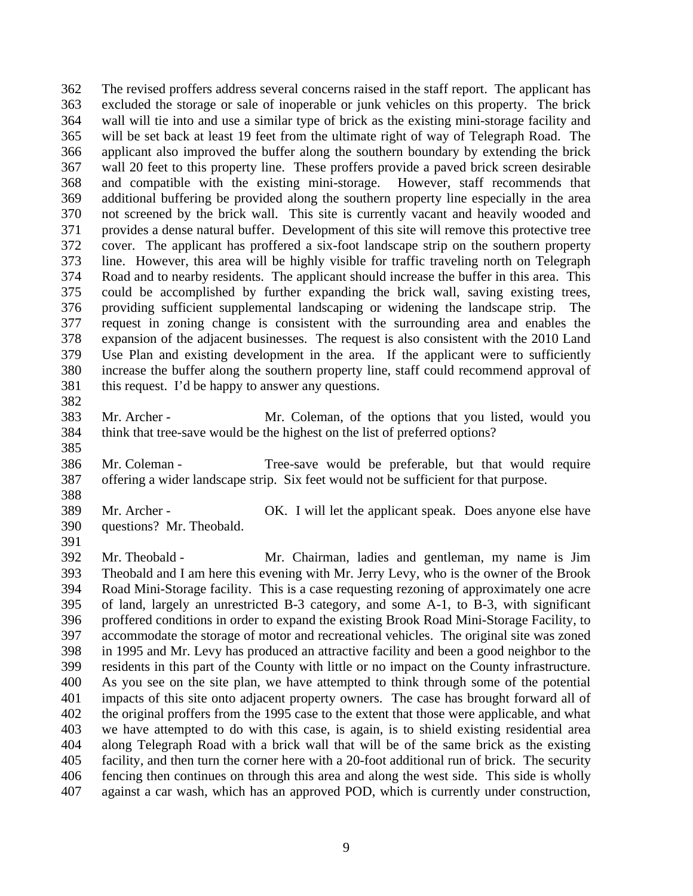The revised proffers address several concerns raised in the staff report. The applicant has excluded the storage or sale of inoperable or junk vehicles on this property. The brick wall will tie into and use a similar type of brick as the existing mini-storage facility and will be set back at least 19 feet from the ultimate right of way of Telegraph Road. The applicant also improved the buffer along the southern boundary by extending the brick wall 20 feet to this property line. These proffers provide a paved brick screen desirable and compatible with the existing mini-storage. However, staff recommends that additional buffering be provided along the southern property line especially in the area not screened by the brick wall. This site is currently vacant and heavily wooded and provides a dense natural buffer. Development of this site will remove this protective tree cover. The applicant has proffered a six-foot landscape strip on the southern property line. However, this area will be highly visible for traffic traveling north on Telegraph Road and to nearby residents. The applicant should increase the buffer in this area. This could be accomplished by further expanding the brick wall, saving existing trees, providing sufficient supplemental landscaping or widening the landscape strip. The request in zoning change is consistent with the surrounding area and enables the expansion of the adjacent businesses. The request is also consistent with the 2010 Land Use Plan and existing development in the area. If the applicant were to sufficiently increase the buffer along the southern property line, staff could recommend approval of this request. I'd be happy to answer any questions.

Mr. Archer - Mr. Coleman, of the options that you listed, would you think that tree-save would be the highest on the list of preferred options?

Mr. Coleman - Tree-save would be preferable, but that would require offering a wider landscape strip. Six feet would not be sufficient for that purpose.

Mr. Archer - OK. I will let the applicant speak. Does anyone else have questions? Mr. Theobald.

Mr. Theobald - Mr. Chairman, ladies and gentleman, my name is Jim Theobald and I am here this evening with Mr. Jerry Levy, who is the owner of the Brook Road Mini-Storage facility. This is a case requesting rezoning of approximately one acre of land, largely an unrestricted B-3 category, and some A-1, to B-3, with significant proffered conditions in order to expand the existing Brook Road Mini-Storage Facility, to accommodate the storage of motor and recreational vehicles. The original site was zoned in 1995 and Mr. Levy has produced an attractive facility and been a good neighbor to the residents in this part of the County with little or no impact on the County infrastructure. As you see on the site plan, we have attempted to think through some of the potential impacts of this site onto adjacent property owners. The case has brought forward all of the original proffers from the 1995 case to the extent that those were applicable, and what we have attempted to do with this case, is again, is to shield existing residential area along Telegraph Road with a brick wall that will be of the same brick as the existing facility, and then turn the corner here with a 20-foot additional run of brick. The security fencing then continues on through this area and along the west side. This side is wholly against a car wash, which has an approved POD, which is currently under construction,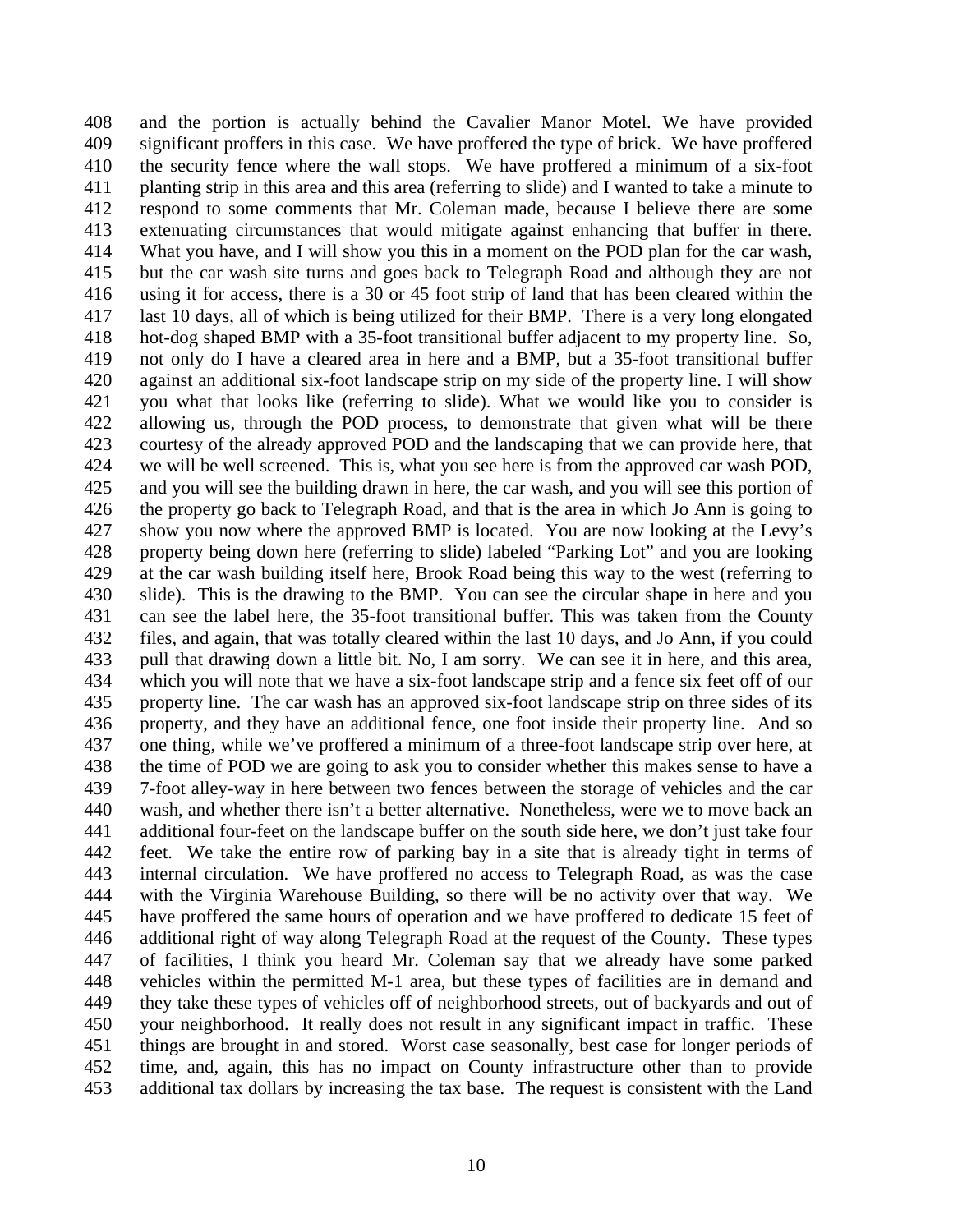408 and the portion is actually behind the Cavalier Manor Motel. We have provided
409 significant proffers in this case. We have proffered the type of brick. We have proffered
410 the security fence where the wall stops. We have proffered a minimum of a six-foot
411 planting strip in this area and this area (referring to slide) and I wanted to take a minute to
412 respond to some comments that Mr. Coleman made, because I believe there are some
413 extenuating circumstances that would mitigate against enhancing that buffer in there.
414 What you have, and I will show you this in a moment on the POD plan for the car wash,
415 but the car wash site turns and goes back to Telegraph Road and although they are not
416 using it for access, there is a 30 or 45 foot strip of land that has been cleared within the
417 last 10 days, all of which is being utilized for their BMP. There is a very long elongated
418 hot-dog shaped BMP with a 35-foot transitional buffer adjacent to my property line. So,
419 not only do I have a cleared area in here and a BMP, but a 35-foot transitional buffer
420 against an additional six-foot landscape strip on my side of the property line. I will show
421 you what that looks like (referring to slide). What we would like you to consider is
422 allowing us, through the POD process, to demonstrate that given what will be there
423 courtesy of the already approved POD and the landscaping that we can provide here, that
424 we will be well screened. This is, what you see here is from the approved car wash POD,
425 and you will see the building drawn in here, the car wash, and you will see this portion of
426 the property go back to Telegraph Road, and that is the area in which Jo Ann is going to
427 show you now where the approved BMP is located. You are now looking at the Levy's
428 property being down here (referring to slide) labeled "Parking Lot" and you are looking
429 at the car wash building itself here, Brook Road being this way to the west (referring to
430 slide). This is the drawing to the BMP. You can see the circular shape in here and you
431 can see the label here, the 35-foot transitional buffer. This was taken from the County
432 files, and again, that was totally cleared within the last 10 days, and Jo Ann, if you could
433 pull that drawing down a little bit. No, I am sorry. We can see it in here, and this area,
434 which you will note that we have a six-foot landscape strip and a fence six feet off of our
435 property line. The car wash has an approved six-foot landscape strip on three sides of its
436 property, and they have an additional fence, one foot inside their property line. And so
437 one thing, while we've proffered a minimum of a three-foot landscape strip over here, at
438 the time of POD we are going to ask you to consider whether this makes sense to have a
439 7-foot alley-way in here between two fences between the storage of vehicles and the car
440 wash, and whether there isn't a better alternative. Nonetheless, were we to move back an
441 additional four-feet on the landscape buffer on the south side here, we don't just take four
442 feet. We take the entire row of parking bay in a site that is already tight in terms of
443 internal circulation. We have proffered no access to Telegraph Road, as was the case
444 with the Virginia Warehouse Building, so there will be no activity over that way. We
445 have proffered the same hours of operation and we have proffered to dedicate 15 feet of
446 additional right of way along Telegraph Road at the request of the County. These types
447 of facilities, I think you heard Mr. Coleman say that we already have some parked
448 vehicles within the permitted M-1 area, but these types of facilities are in demand and
449 they take these types of vehicles off of neighborhood streets, out of backyards and out of
450 your neighborhood. It really does not result in any significant impact in traffic. These
451 things are brought in and stored. Worst case seasonally, best case for longer periods of
452 time, and, again, this has no impact on County infrastructure other than to provide
453 additional tax dollars by increasing the tax base. The request is consistent with the Land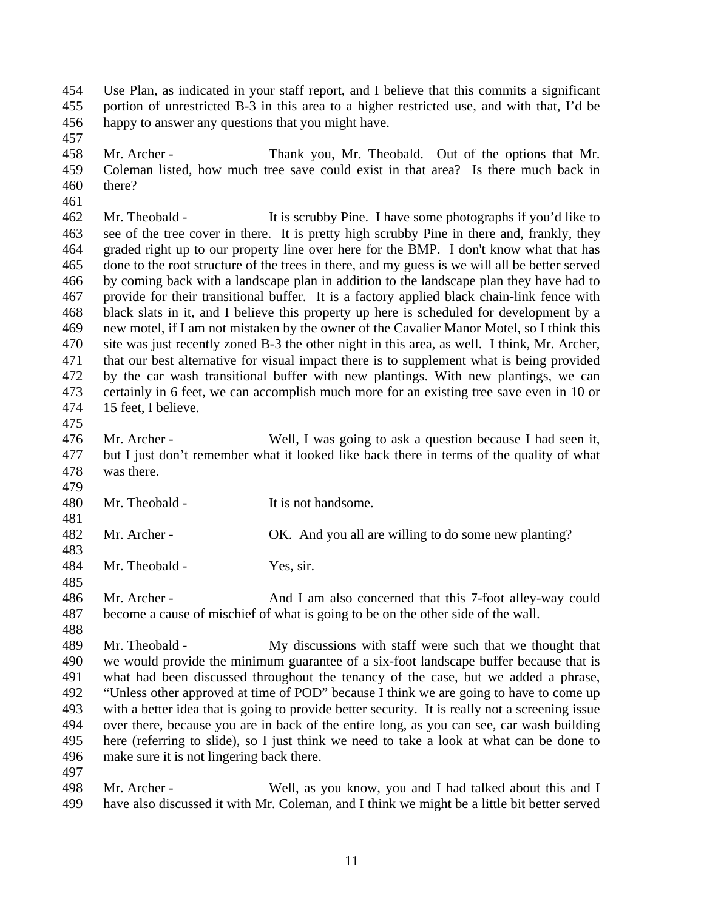Use Plan, as indicated in your staff report, and I believe that this commits a significant portion of unrestricted B-3 in this area to a higher restricted use, and with that, I'd be happy to answer any questions that you might have.

Mr. Archer - Thank you, Mr. Theobald. Out of the options that Mr. Coleman listed, how much tree save could exist in that area? Is there much back in there?

Mr. Theobald - It is scrubby Pine. I have some photographs if you'd like to see of the tree cover in there. It is pretty high scrubby Pine in there and, frankly, they graded right up to our property line over here for the BMP. I don't know what that has done to the root structure of the trees in there, and my guess is we will all be better served by coming back with a landscape plan in addition to the landscape plan they have had to provide for their transitional buffer. It is a factory applied black chain-link fence with black slats in it, and I believe this property up here is scheduled for development by a new motel, if I am not mistaken by the owner of the Cavalier Manor Motel, so I think this site was just recently zoned B-3 the other night in this area, as well. I think, Mr. Archer, that our best alternative for visual impact there is to supplement what is being provided by the car wash transitional buffer with new plantings. With new plantings, we can certainly in 6 feet, we can accomplish much more for an existing tree save even in 10 or 15 feet, I believe.

Mr. Archer - Well, I was going to ask a question because I had seen it, but I just don't remember what it looked like back there in terms of the quality of what was there.

Mr. Theobald - It is not handsome.

Mr. Archer - OK. And you all are willing to do some new planting?

Mr. Theobald - Yes, sir.

Mr. Archer - And I am also concerned that this 7-foot alley-way could become a cause of mischief of what is going to be on the other side of the wall.

Mr. Theobald - My discussions with staff were such that we thought that we would provide the minimum guarantee of a six-foot landscape buffer because that is what had been discussed throughout the tenancy of the case, but we added a phrase, "Unless other approved at time of POD" because I think we are going to have to come up with a better idea that is going to provide better security. It is really not a screening issue over there, because you are in back of the entire long, as you can see, car wash building here (referring to slide), so I just think we need to take a look at what can be done to make sure it is not lingering back there.

Mr. Archer - Well, as you know, you and I had talked about this and I have also discussed it with Mr. Coleman, and I think we might be a little bit better served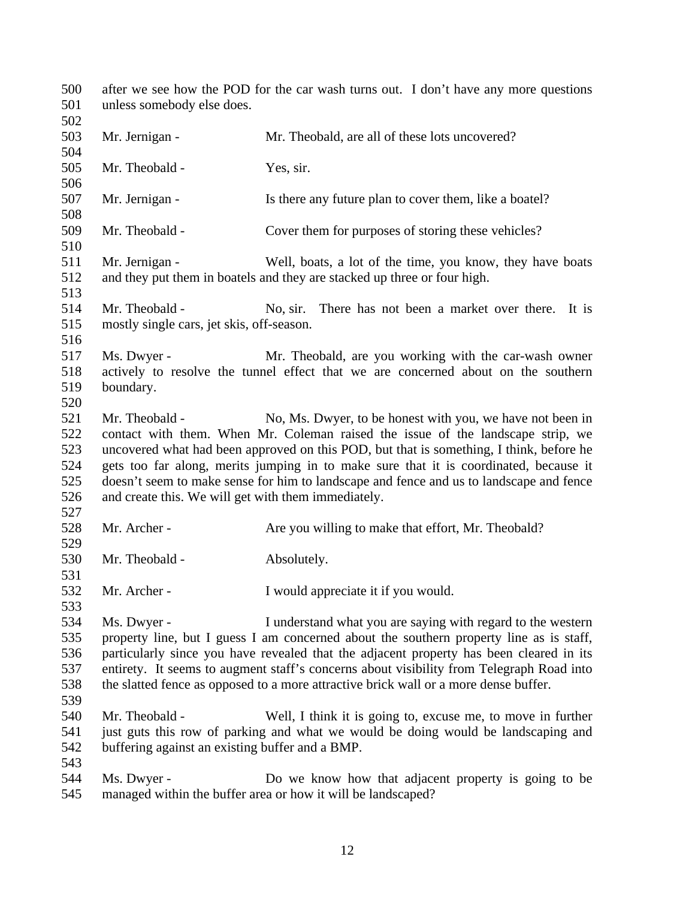after we see how the POD for the car wash turns out. I don't have any more questions unless somebody else does.

Mr. Jernigan - Mr. Theobald, are all of these lots uncovered?

Mr. Theobald - Yes, sir.

Mr. Jernigan - Is there any future plan to cover them, like a boatel?

Mr. Theobald - Cover them for purposes of storing these vehicles?

Mr. Jernigan - Well, boats, a lot of the time, you know, they have boats and they put them in boatels and they are stacked up three or four high.

Mr. Theobald - No, sir. There has not been a market over there. It is mostly single cars, jet skis, off-season.

Ms. Dwyer - Mr. Theobald, are you working with the car-wash owner actively to resolve the tunnel effect that we are concerned about on the southern boundary.

Mr. Theobald - No, Ms. Dwyer, to be honest with you, we have not been in contact with them. When Mr. Coleman raised the issue of the landscape strip, we uncovered what had been approved on this POD, but that is something, I think, before he gets too far along, merits jumping in to make sure that it is coordinated, because it doesn't seem to make sense for him to landscape and fence and us to landscape and fence and create this. We will get with them immediately.

Mr. Archer - Are you willing to make that effort, Mr. Theobald?

Mr. Theobald - Absolutely.

Mr. Archer - I would appreciate it if you would.

Ms. Dwyer - I understand what you are saying with regard to the western property line, but I guess I am concerned about the southern property line as is staff, particularly since you have revealed that the adjacent property has been cleared in its entirety. It seems to augment staff's concerns about visibility from Telegraph Road into the slatted fence as opposed to a more attractive brick wall or a more dense buffer.

Mr. Theobald - Well, I think it is going to, excuse me, to move in further just guts this row of parking and what we would be doing would be landscaping and buffering against an existing buffer and a BMP.

Ms. Dwyer - Do we know how that adjacent property is going to be managed within the buffer area or how it will be landscaped?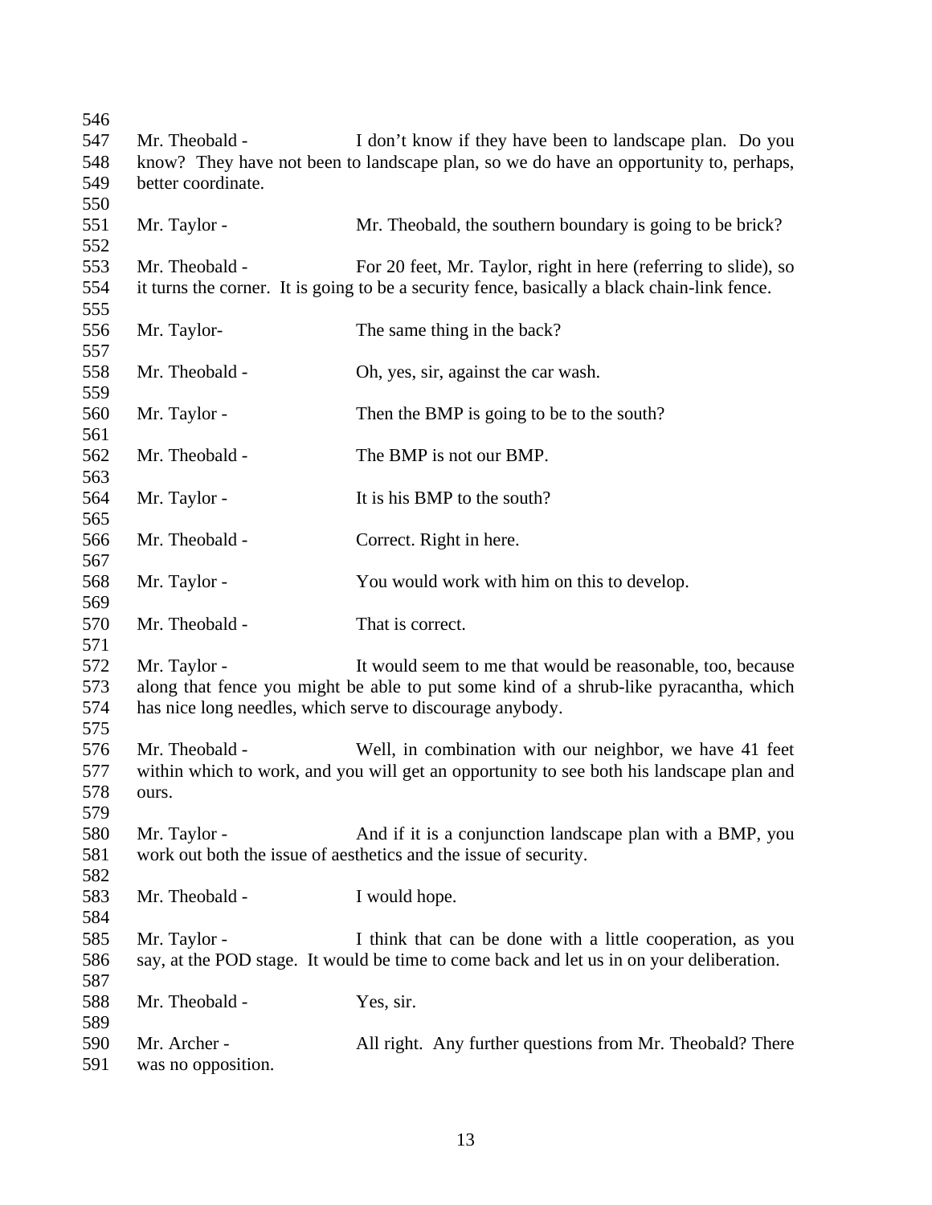Mr. Theobald - I don't know if they have been to landscape plan. Do you know? They have not been to landscape plan, so we do have an opportunity to, perhaps, better coordinate.

Mr. Taylor - Mr. Theobald, the southern boundary is going to be brick?

Mr. Theobald - For 20 feet, Mr. Taylor, right in here (referring to slide), so it turns the corner. It is going to be a security fence, basically a black chain-link fence.

Mr. Taylor- The same thing in the back?

Mr. Theobald - Oh, yes, sir, against the car wash.

Mr. Taylor - Then the BMP is going to be to the south?

Mr. Theobald - The BMP is not our BMP.

Mr. Taylor - It is his BMP to the south?

Mr. Theobald - Correct. Right in here.

Mr. Taylor - You would work with him on this to develop.

Mr. Theobald - That is correct.

Mr. Taylor - It would seem to me that would be reasonable, too, because along that fence you might be able to put some kind of a shrub-like pyracantha, which has nice long needles, which serve to discourage anybody.

Mr. Theobald - Well, in combination with our neighbor, we have 41 feet within which to work, and you will get an opportunity to see both his landscape plan and ours.

Mr. Taylor - And if it is a conjunction landscape plan with a BMP, you work out both the issue of aesthetics and the issue of security.

Mr. Theobald - I would hope.

Mr. Taylor - I think that can be done with a little cooperation, as you say, at the POD stage. It would be time to come back and let us in on your deliberation.

Mr. Theobald - Yes, sir.

Mr. Archer - All right. Any further questions from Mr. Theobald? There was no opposition.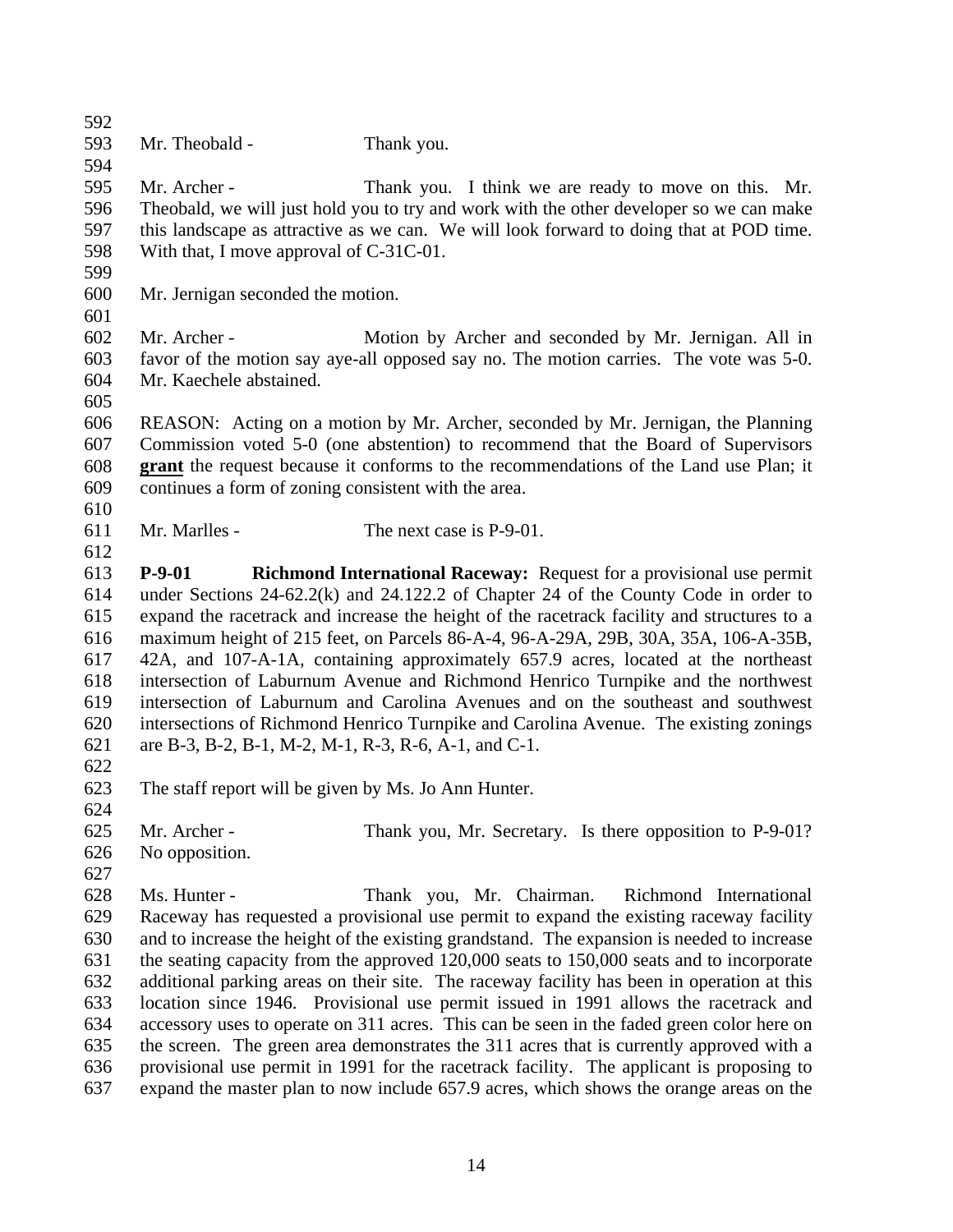Mr. Theobald - Thank you.

Mr. Archer - Thank you. I think we are ready to move on this. Mr. Theobald, we will just hold you to try and work with the other developer so we can make this landscape as attractive as we can. We will look forward to doing that at POD time. With that, I move approval of C-31C-01.

Mr. Jernigan seconded the motion.

Mr. Archer - Motion by Archer and seconded by Mr. Jernigan. All in favor of the motion say aye-all opposed say no. The motion carries. The vote was 5-0. Mr. Kaechele abstained.

REASON: Acting on a motion by Mr. Archer, seconded by Mr. Jernigan, the Planning Commission voted 5-0 (one abstention) to recommend that the Board of Supervisors **grant** the request because it conforms to the recommendations of the Land use Plan; it continues a form of zoning consistent with the area.

Mr. Marlles - The next case is P-9-01.

**P-9-01 Richmond International Raceway:** Request for a provisional use permit under Sections 24-62.2(k) and 24.122.2 of Chapter 24 of the County Code in order to expand the racetrack and increase the height of the racetrack facility and structures to a maximum height of 215 feet, on Parcels 86-A-4, 96-A-29A, 29B, 30A, 35A, 106-A-35B, 42A, and 107-A-1A, containing approximately 657.9 acres, located at the northeast intersection of Laburnum Avenue and Richmond Henrico Turnpike and the northwest intersection of Laburnum and Carolina Avenues and on the southeast and southwest intersections of Richmond Henrico Turnpike and Carolina Avenue. The existing zonings are B-3, B-2, B-1, M-2, M-1, R-3, R-6, A-1, and C-1.

The staff report will be given by Ms. Jo Ann Hunter.

Mr. Archer - Thank you, Mr. Secretary. Is there opposition to P-9-01? No opposition.

Ms. Hunter - Thank you, Mr. Chairman. Richmond International Raceway has requested a provisional use permit to expand the existing raceway facility and to increase the height of the existing grandstand. The expansion is needed to increase the seating capacity from the approved 120,000 seats to 150,000 seats and to incorporate additional parking areas on their site. The raceway facility has been in operation at this location since 1946. Provisional use permit issued in 1991 allows the racetrack and accessory uses to operate on 311 acres. This can be seen in the faded green color here on the screen. The green area demonstrates the 311 acres that is currently approved with a provisional use permit in 1991 for the racetrack facility. The applicant is proposing to expand the master plan to now include 657.9 acres, which shows the orange areas on the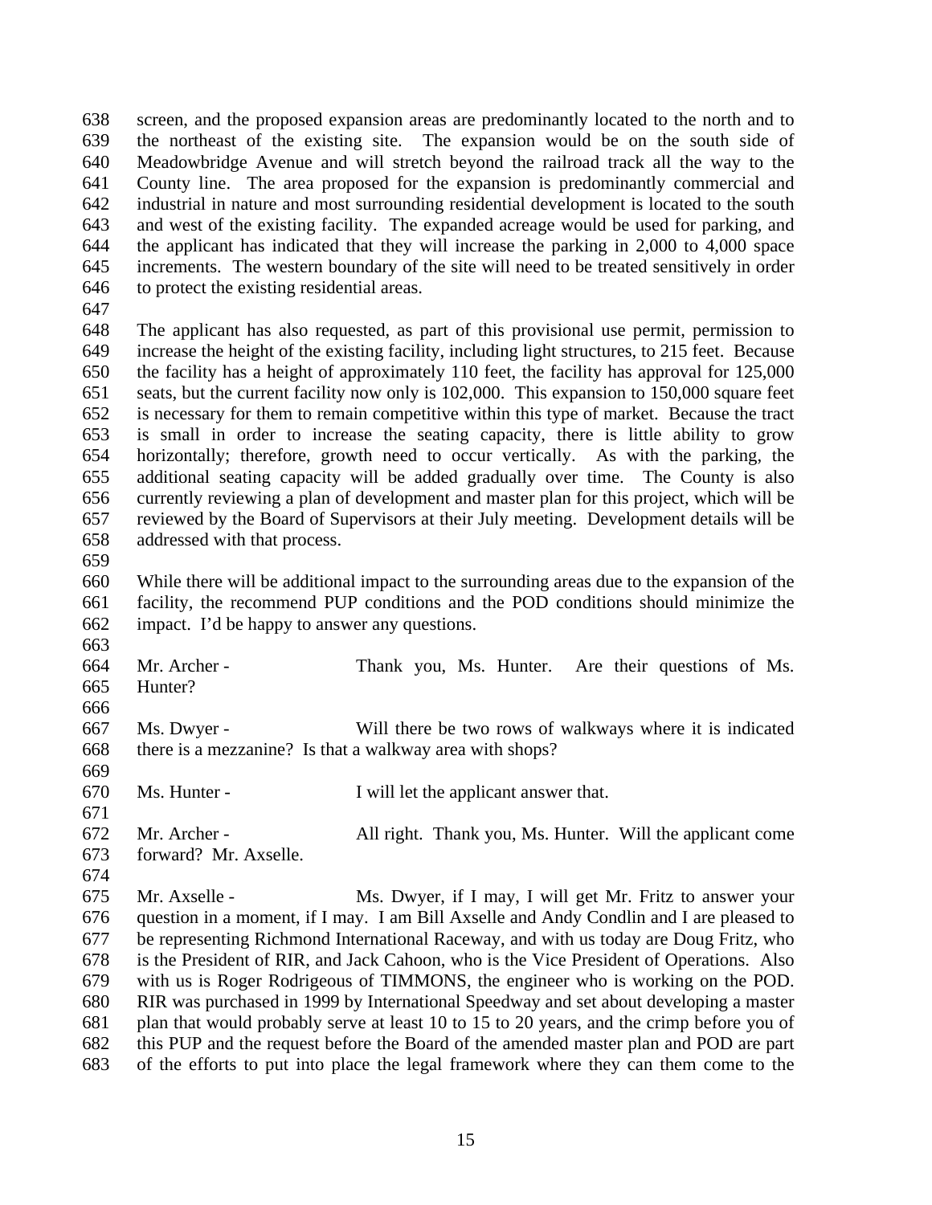screen, and the proposed expansion areas are predominantly located to the north and to the northeast of the existing site. The expansion would be on the south side of Meadowbridge Avenue and will stretch beyond the railroad track all the way to the County line. The area proposed for the expansion is predominantly commercial and industrial in nature and most surrounding residential development is located to the south and west of the existing facility. The expanded acreage would be used for parking, and the applicant has indicated that they will increase the parking in 2,000 to 4,000 space increments. The western boundary of the site will need to be treated sensitively in order to protect the existing residential areas.

The applicant has also requested, as part of this provisional use permit, permission to increase the height of the existing facility, including light structures, to 215 feet. Because the facility has a height of approximately 110 feet, the facility has approval for 125,000 seats, but the current facility now only is 102,000. This expansion to 150,000 square feet is necessary for them to remain competitive within this type of market. Because the tract is small in order to increase the seating capacity, there is little ability to grow horizontally; therefore, growth need to occur vertically. As with the parking, the additional seating capacity will be added gradually over time. The County is also currently reviewing a plan of development and master plan for this project, which will be reviewed by the Board of Supervisors at their July meeting. Development details will be addressed with that process.

While there will be additional impact to the surrounding areas due to the expansion of the facility, the recommend PUP conditions and the POD conditions should minimize the impact. I'd be happy to answer any questions.

Mr. Archer - Thank you, Ms. Hunter. Are their questions of Ms. Hunter?

Ms. Dwyer - Will there be two rows of walkways where it is indicated there is a mezzanine? Is that a walkway area with shops?

Ms. Hunter - I will let the applicant answer that.

Mr. Archer - All right. Thank you, Ms. Hunter. Will the applicant come forward? Mr. Axselle.

Mr. Axselle - Ms. Dwyer, if I may, I will get Mr. Fritz to answer your question in a moment, if I may. I am Bill Axselle and Andy Condlin and I are pleased to be representing Richmond International Raceway, and with us today are Doug Fritz, who is the President of RIR, and Jack Cahoon, who is the Vice President of Operations. Also with us is Roger Rodrigeous of TIMMONS, the engineer who is working on the POD. RIR was purchased in 1999 by International Speedway and set about developing a master plan that would probably serve at least 10 to 15 to 20 years, and the crimp before you of this PUP and the request before the Board of the amended master plan and POD are part of the efforts to put into place the legal framework where they can them come to the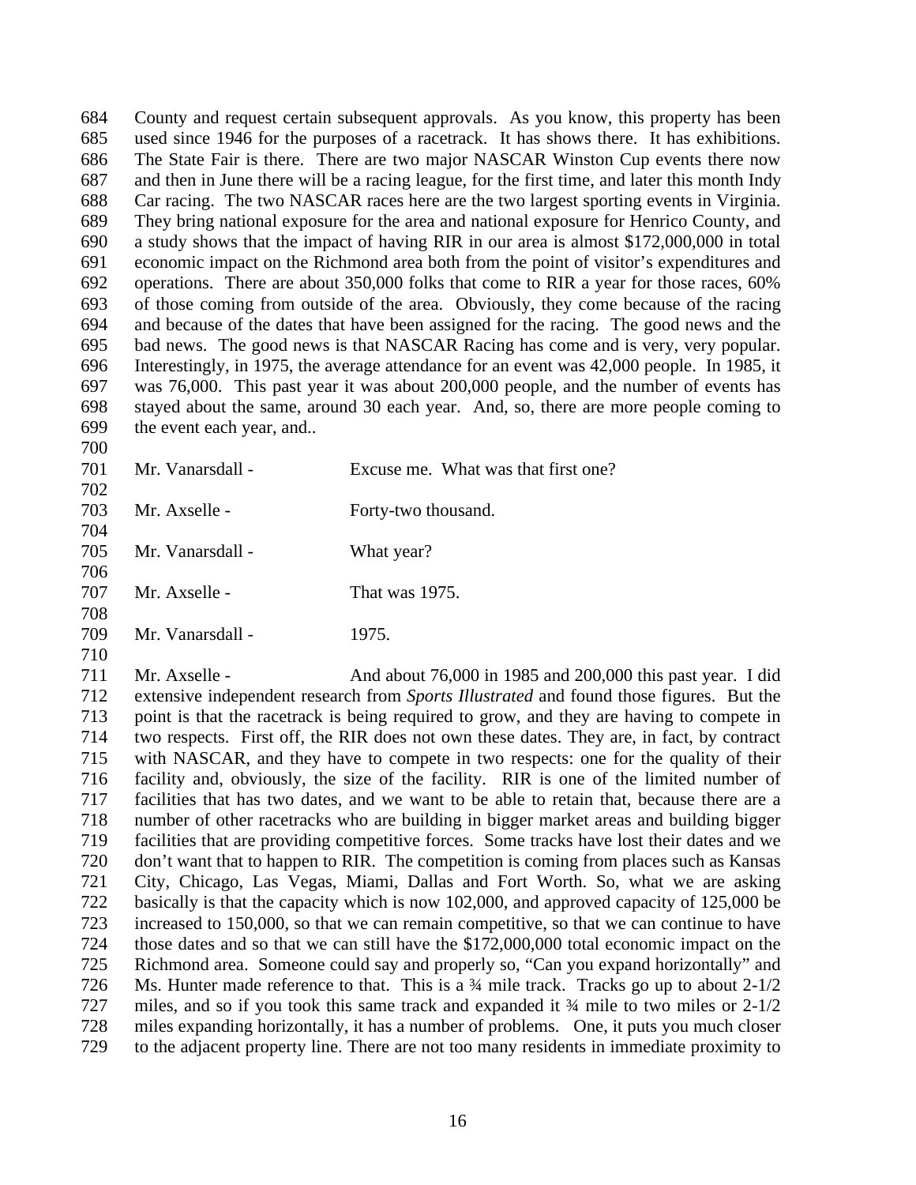County and request certain subsequent approvals. As you know, this property has been used since 1946 for the purposes of a racetrack. It has shows there. It has exhibitions. The State Fair is there. There are two major NASCAR Winston Cup events there now and then in June there will be a racing league, for the first time, and later this month Indy Car racing. The two NASCAR races here are the two largest sporting events in Virginia. They bring national exposure for the area and national exposure for Henrico County, and a study shows that the impact of having RIR in our area is almost $172,000,000 in total economic impact on the Richmond area both from the point of visitor's expenditures and operations. There are about 350,000 folks that come to RIR a year for those races, 60% of those coming from outside of the area. Obviously, they come because of the racing and because of the dates that have been assigned for the racing. The good news and the bad news. The good news is that NASCAR Racing has come and is very, very popular. Interestingly, in 1975, the average attendance for an event was 42,000 people. In 1985, it was 76,000. This past year it was about 200,000 people, and the number of events has stayed about the same, around 30 each year. And, so, there are more people coming to the event each year, and..

Mr. Vanarsdall - Excuse me. What was that first one?

Mr. Axselle - Forty-two thousand.

Mr. Vanarsdall - What year?

Mr. Axselle - That was 1975.

Mr. Vanarsdall - 1975.

Mr. Axselle - And about 76,000 in 1985 and 200,000 this past year. I did extensive independent research from *Sports Illustrated* and found those figures. But the point is that the racetrack is being required to grow, and they are having to compete in two respects. First off, the RIR does not own these dates. They are, in fact, by contract with NASCAR, and they have to compete in two respects: one for the quality of their facility and, obviously, the size of the facility. RIR is one of the limited number of facilities that has two dates, and we want to be able to retain that, because there are a number of other racetracks who are building in bigger market areas and building bigger facilities that are providing competitive forces. Some tracks have lost their dates and we don't want that to happen to RIR. The competition is coming from places such as Kansas City, Chicago, Las Vegas, Miami, Dallas and Fort Worth. So, what we are asking basically is that the capacity which is now 102,000, and approved capacity of 125,000 be increased to 150,000, so that we can remain competitive, so that we can continue to have those dates and so that we can still have the $172,000,000 total economic impact on the Richmond area. Someone could say and properly so, "Can you expand horizontally" and Ms. Hunter made reference to that. This is a ¾ mile track. Tracks go up to about 2-1/2 miles, and so if you took this same track and expanded it ¾ mile to two miles or 2-1/2 miles expanding horizontally, it has a number of problems. One, it puts you much closer to the adjacent property line. There are not too many residents in immediate proximity to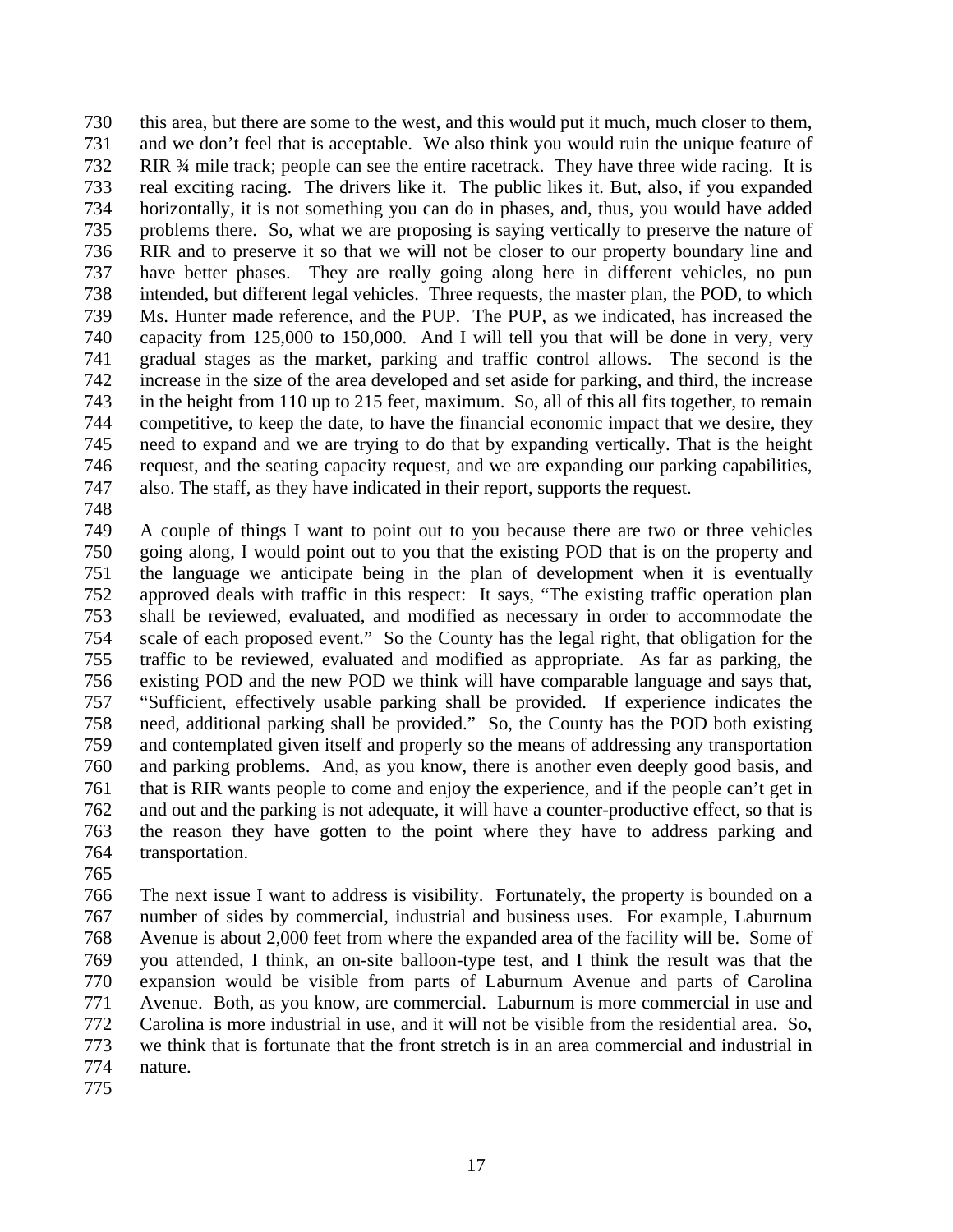this area, but there are some to the west, and this would put it much, much closer to them, and we don't feel that is acceptable. We also think you would ruin the unique feature of RIR ¾ mile track; people can see the entire racetrack. They have three wide racing. It is real exciting racing. The drivers like it. The public likes it. But, also, if you expanded horizontally, it is not something you can do in phases, and, thus, you would have added problems there. So, what we are proposing is saying vertically to preserve the nature of RIR and to preserve it so that we will not be closer to our property boundary line and have better phases. They are really going along here in different vehicles, no pun intended, but different legal vehicles. Three requests, the master plan, the POD, to which Ms. Hunter made reference, and the PUP. The PUP, as we indicated, has increased the capacity from 125,000 to 150,000. And I will tell you that will be done in very, very gradual stages as the market, parking and traffic control allows. The second is the increase in the size of the area developed and set aside for parking, and third, the increase in the height from 110 up to 215 feet, maximum. So, all of this all fits together, to remain competitive, to keep the date, to have the financial economic impact that we desire, they need to expand and we are trying to do that by expanding vertically. That is the height request, and the seating capacity request, and we are expanding our parking capabilities, also. The staff, as they have indicated in their report, supports the request.

A couple of things I want to point out to you because there are two or three vehicles going along, I would point out to you that the existing POD that is on the property and the language we anticipate being in the plan of development when it is eventually approved deals with traffic in this respect: It says, "The existing traffic operation plan shall be reviewed, evaluated, and modified as necessary in order to accommodate the scale of each proposed event." So the County has the legal right, that obligation for the traffic to be reviewed, evaluated and modified as appropriate. As far as parking, the existing POD and the new POD we think will have comparable language and says that, "Sufficient, effectively usable parking shall be provided. If experience indicates the need, additional parking shall be provided." So, the County has the POD both existing and contemplated given itself and properly so the means of addressing any transportation and parking problems. And, as you know, there is another even deeply good basis, and that is RIR wants people to come and enjoy the experience, and if the people can't get in and out and the parking is not adequate, it will have a counter-productive effect, so that is the reason they have gotten to the point where they have to address parking and transportation.

The next issue I want to address is visibility. Fortunately, the property is bounded on a number of sides by commercial, industrial and business uses. For example, Laburnum Avenue is about 2,000 feet from where the expanded area of the facility will be. Some of you attended, I think, an on-site balloon-type test, and I think the result was that the expansion would be visible from parts of Laburnum Avenue and parts of Carolina Avenue. Both, as you know, are commercial. Laburnum is more commercial in use and Carolina is more industrial in use, and it will not be visible from the residential area. So, we think that is fortunate that the front stretch is in an area commercial and industrial in nature.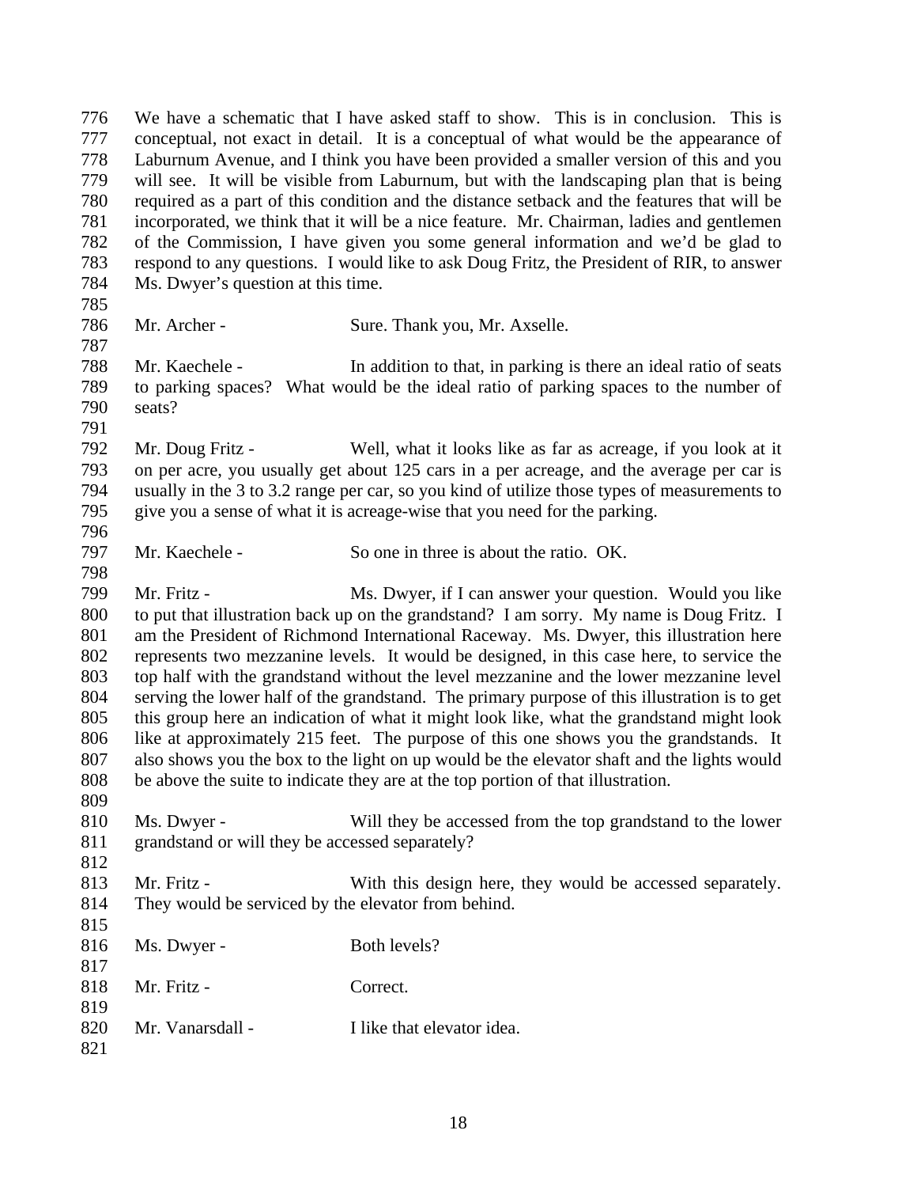776 We have a schematic that I have asked staff to show. This is in conclusion. This is
777 conceptual, not exact in detail. It is a conceptual of what would be the appearance of
778 Laburnum Avenue, and I think you have been provided a smaller version of this and you
779 will see. It will be visible from Laburnum, but with the landscaping plan that is being
780 required as a part of this condition and the distance setback and the features that will be
781 incorporated, we think that it will be a nice feature. Mr. Chairman, ladies and gentlemen
782 of the Commission, I have given you some general information and we'd be glad to
783 respond to any questions. I would like to ask Doug Fritz, the President of RIR, to answer
784 Ms. Dwyer's question at this time.
785
786 Mr. Archer - Sure. Thank you, Mr. Axselle.
787
788 Mr. Kaechele - In addition to that, in parking is there an ideal ratio of seats
789 to parking spaces? What would be the ideal ratio of parking spaces to the number of
790 seats?
791
792 Mr. Doug Fritz - Well, what it looks like as far as acreage, if you look at it
793 on per acre, you usually get about 125 cars in a per acreage, and the average per car is
794 usually in the 3 to 3.2 range per car, so you kind of utilize those types of measurements to
795 give you a sense of what it is acreage-wise that you need for the parking.
796
797 Mr. Kaechele - So one in three is about the ratio. OK.
798
799 Mr. Fritz - Ms. Dwyer, if I can answer your question. Would you like
800 to put that illustration back up on the grandstand? I am sorry. My name is Doug Fritz. I
801 am the President of Richmond International Raceway. Ms. Dwyer, this illustration here
802 represents two mezzanine levels. It would be designed, in this case here, to service the
803 top half with the grandstand without the level mezzanine and the lower mezzanine level
804 serving the lower half of the grandstand. The primary purpose of this illustration is to get
805 this group here an indication of what it might look like, what the grandstand might look
806 like at approximately 215 feet. The purpose of this one shows you the grandstands. It
807 also shows you the box to the light on up would be the elevator shaft and the lights would
808 be above the suite to indicate they are at the top portion of that illustration.
809
810 Ms. Dwyer - Will they be accessed from the top grandstand to the lower
811 grandstand or will they be accessed separately?
812
813 Mr. Fritz - With this design here, they would be accessed separately.
814 They would be serviced by the elevator from behind.
815
816 Ms. Dwyer - Both levels?
817
818 Mr. Fritz - Correct.
819
820 Mr. Vanarsdall - I like that elevator idea.
821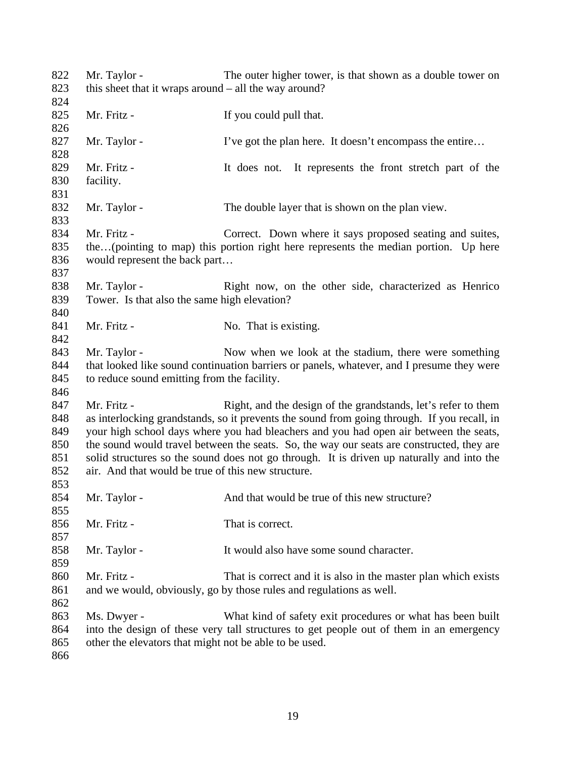822 Mr. Taylor - The outer higher tower, is that shown as a double tower on
823 this sheet that it wraps around – all the way around?
824
825 Mr. Fritz - If you could pull that.
826
827 Mr. Taylor - I've got the plan here. It doesn't encompass the entire…
828
829 Mr. Fritz - It does not. It represents the front stretch part of the
830 facility.
831
832 Mr. Taylor - The double layer that is shown on the plan view.
833
834 Mr. Fritz - Correct. Down where it says proposed seating and suites,
835 the…(pointing to map) this portion right here represents the median portion. Up here
836 would represent the back part…
837
838 Mr. Taylor - Right now, on the other side, characterized as Henrico
839 Tower. Is that also the same high elevation?
840
841 Mr. Fritz - No. That is existing.
842
843 Mr. Taylor - Now when we look at the stadium, there were something
844 that looked like sound continuation barriers or panels, whatever, and I presume they were
845 to reduce sound emitting from the facility.
846
847 Mr. Fritz - Right, and the design of the grandstands, let's refer to them
848 as interlocking grandstands, so it prevents the sound from going through. If you recall, in
849 your high school days where you had bleachers and you had open air between the seats,
850 the sound would travel between the seats. So, the way our seats are constructed, they are
851 solid structures so the sound does not go through. It is driven up naturally and into the
852 air. And that would be true of this new structure.
853
854 Mr. Taylor - And that would be true of this new structure?
855
856 Mr. Fritz - That is correct.
857
858 Mr. Taylor - It would also have some sound character.
859
860 Mr. Fritz - That is correct and it is also in the master plan which exists
861 and we would, obviously, go by those rules and regulations as well.
862
863 Ms. Dwyer - What kind of safety exit procedures or what has been built
864 into the design of these very tall structures to get people out of them in an emergency
865 other the elevators that might not be able to be used.
866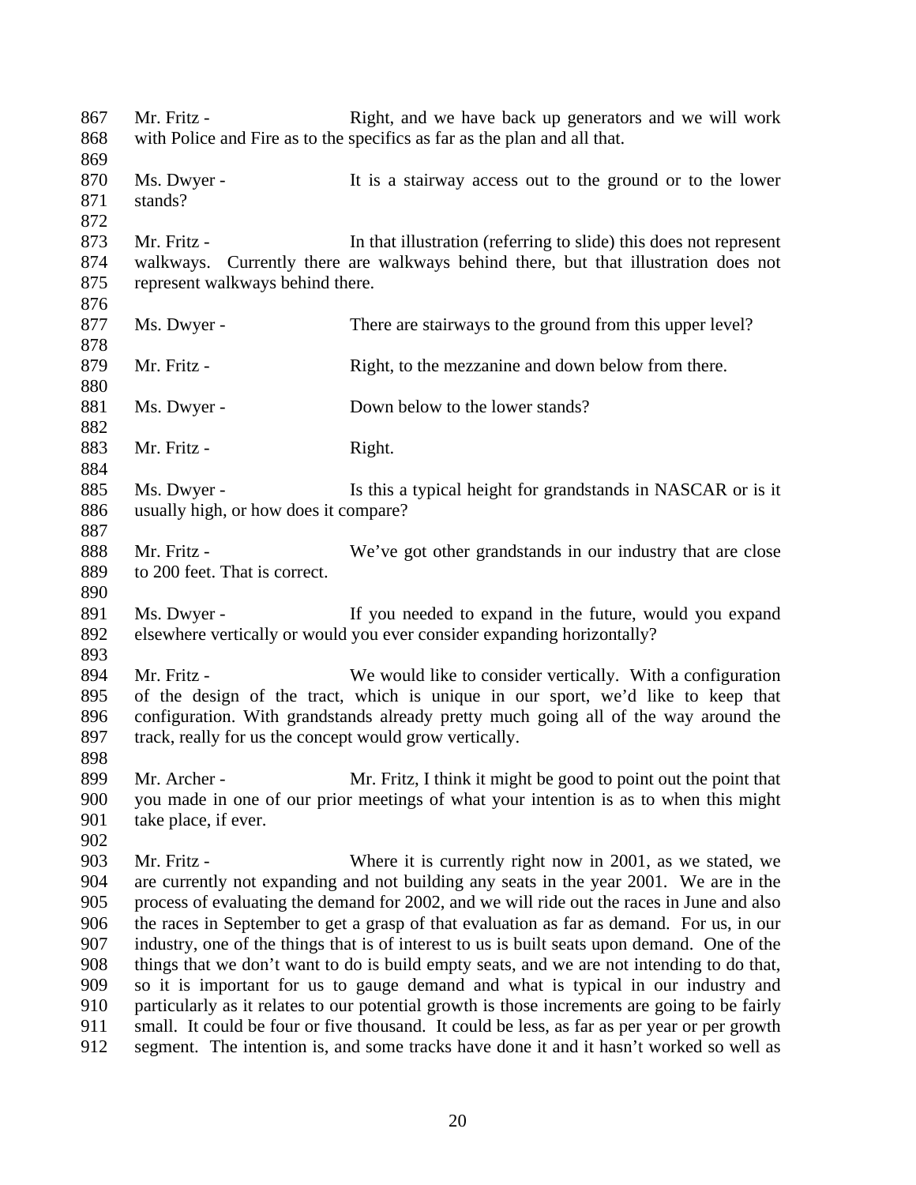867 Mr. Fritz - Right, and we have back up generators and we will work
868 with Police and Fire as to the specifics as far as the plan and all that.
869
870 Ms. Dwyer - It is a stairway access out to the ground or to the lower
871 stands?
872
873 Mr. Fritz - In that illustration (referring to slide) this does not represent
874 walkways. Currently there are walkways behind there, but that illustration does not
875 represent walkways behind there.
876
877 Ms. Dwyer - There are stairways to the ground from this upper level?
878
879 Mr. Fritz - Right, to the mezzanine and down below from there.
880
881 Ms. Dwyer - Down below to the lower stands?
882
883 Mr. Fritz - Right.
884
885 Ms. Dwyer - Is this a typical height for grandstands in NASCAR or is it
886 usually high, or how does it compare?
887
888 Mr. Fritz - We've got other grandstands in our industry that are close
889 to 200 feet. That is correct.
890
891 Ms. Dwyer - If you needed to expand in the future, would you expand
892 elsewhere vertically or would you ever consider expanding horizontally?
893
894 Mr. Fritz - We would like to consider vertically. With a configuration
895 of the design of the tract, which is unique in our sport, we'd like to keep that
896 configuration. With grandstands already pretty much going all of the way around the
897 track, really for us the concept would grow vertically.
898
899 Mr. Archer - Mr. Fritz, I think it might be good to point out the point that
900 you made in one of our prior meetings of what your intention is as to when this might
901 take place, if ever.
902
903 Mr. Fritz - Where it is currently right now in 2001, as we stated, we
904 are currently not expanding and not building any seats in the year 2001. We are in the
905 process of evaluating the demand for 2002, and we will ride out the races in June and also
906 the races in September to get a grasp of that evaluation as far as demand. For us, in our
907 industry, one of the things that is of interest to us is built seats upon demand. One of the
908 things that we don't want to do is build empty seats, and we are not intending to do that,
909 so it is important for us to gauge demand and what is typical in our industry and
910 particularly as it relates to our potential growth is those increments are going to be fairly
911 small. It could be four or five thousand. It could be less, as far as per year or per growth
912 segment. The intention is, and some tracks have done it and it hasn't worked so well as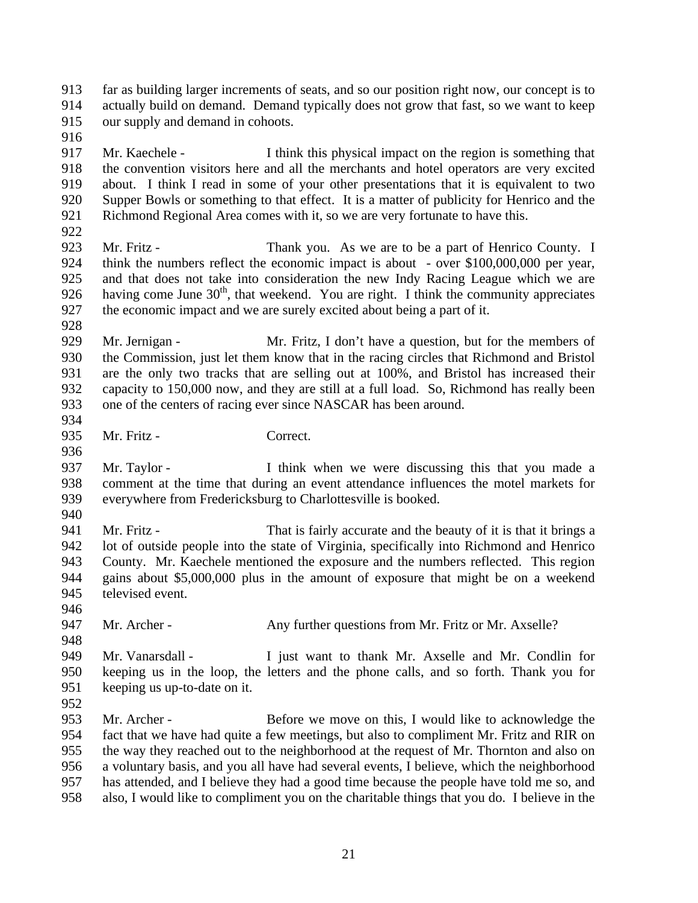913 far as building larger increments of seats, and so our position right now, our concept is to
914 actually build on demand. Demand typically does not grow that fast, so we want to keep
915 our supply and demand in cohoots.
916
917 Mr. Kaechele - I think this physical impact on the region is something that
918 the convention visitors here and all the merchants and hotel operators are very excited
919 about. I think I read in some of your other presentations that it is equivalent to two
920 Supper Bowls or something to that effect. It is a matter of publicity for Henrico and the
921 Richmond Regional Area comes with it, so we are very fortunate to have this.
922
923 Mr. Fritz - Thank you. As we are to be a part of Henrico County. I
924 think the numbers reflect the economic impact is about - over $100,000,000 per year,
925 and that does not take into consideration the new Indy Racing League which we are
926 having come June 30th, that weekend. You are right. I think the community appreciates
927 the economic impact and we are surely excited about being a part of it.
928
929 Mr. Jernigan - Mr. Fritz, I don't have a question, but for the members of
930 the Commission, just let them know that in the racing circles that Richmond and Bristol
931 are the only two tracks that are selling out at 100%, and Bristol has increased their
932 capacity to 150,000 now, and they are still at a full load. So, Richmond has really been
933 one of the centers of racing ever since NASCAR has been around.
934
935 Mr. Fritz - Correct.
936
937 Mr. Taylor - I think when we were discussing this that you made a
938 comment at the time that during an event attendance influences the motel markets for
939 everywhere from Fredericksburg to Charlottesville is booked.
940
941 Mr. Fritz - That is fairly accurate and the beauty of it is that it brings a
942 lot of outside people into the state of Virginia, specifically into Richmond and Henrico
943 County. Mr. Kaechele mentioned the exposure and the numbers reflected. This region
944 gains about $5,000,000 plus in the amount of exposure that might be on a weekend
945 televised event.
946
947 Mr. Archer - Any further questions from Mr. Fritz or Mr. Axselle?
948
949 Mr. Vanarsdall - I just want to thank Mr. Axselle and Mr. Condlin for
950 keeping us in the loop, the letters and the phone calls, and so forth. Thank you for
951 keeping us up-to-date on it.
952
953 Mr. Archer - Before we move on this, I would like to acknowledge the
954 fact that we have had quite a few meetings, but also to compliment Mr. Fritz and RIR on
955 the way they reached out to the neighborhood at the request of Mr. Thornton and also on
956 a voluntary basis, and you all have had several events, I believe, which the neighborhood
957 has attended, and I believe they had a good time because the people have told me so, and
958 also, I would like to compliment you on the charitable things that you do. I believe in the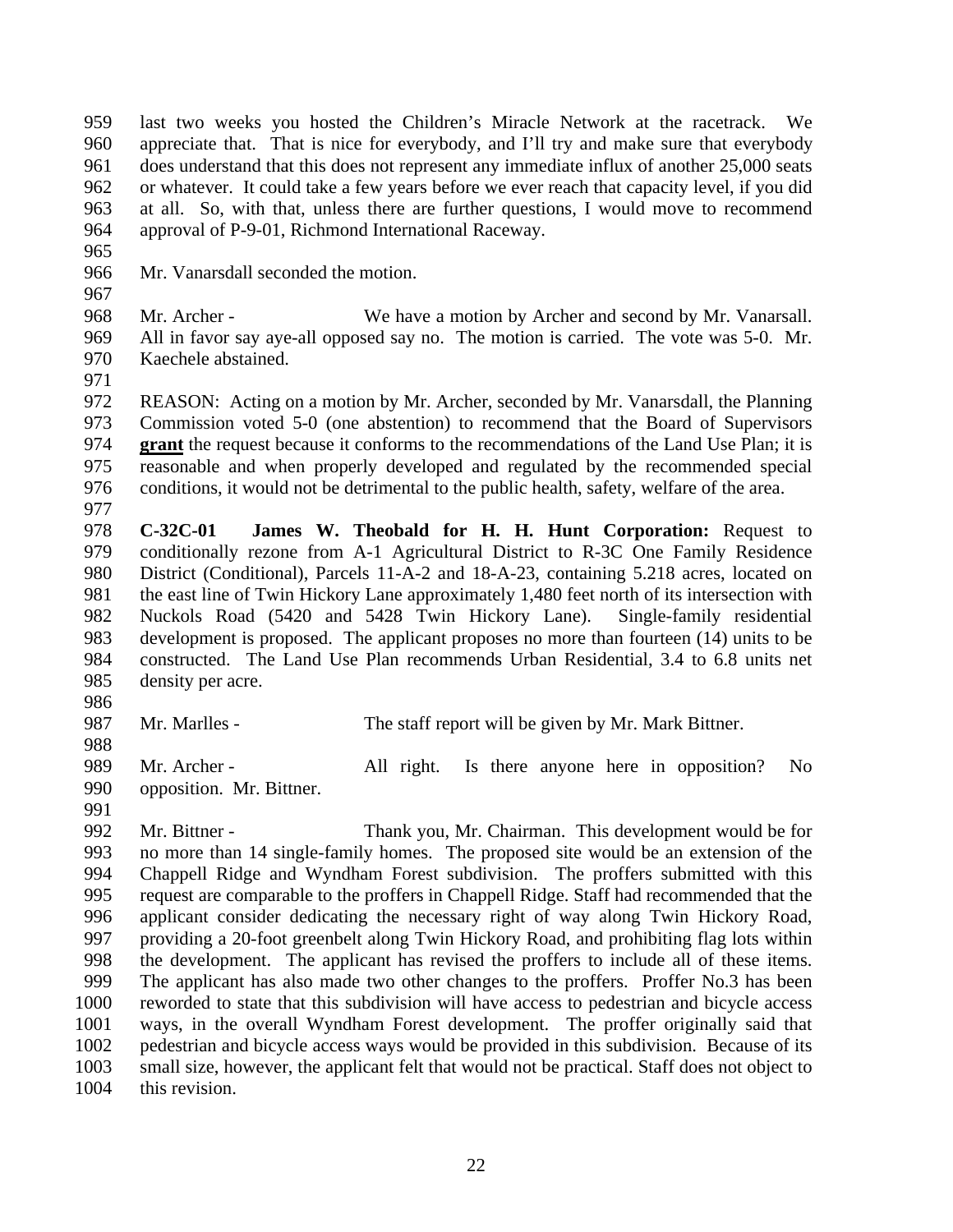last two weeks you hosted the Children's Miracle Network at the racetrack. We appreciate that. That is nice for everybody, and I'll try and make sure that everybody does understand that this does not represent any immediate influx of another 25,000 seats or whatever. It could take a few years before we ever reach that capacity level, if you did at all. So, with that, unless there are further questions, I would move to recommend approval of P-9-01, Richmond International Raceway.

Mr. Vanarsdall seconded the motion.

Mr. Archer - We have a motion by Archer and second by Mr. Vanarsall. All in favor say aye-all opposed say no. The motion is carried. The vote was 5-0. Mr. Kaechele abstained.

REASON: Acting on a motion by Mr. Archer, seconded by Mr. Vanarsdall, the Planning Commission voted 5-0 (one abstention) to recommend that the Board of Supervisors **grant** the request because it conforms to the recommendations of the Land Use Plan; it is reasonable and when properly developed and regulated by the recommended special conditions, it would not be detrimental to the public health, safety, welfare of the area.

**C-32C-01 James W. Theobald for H. H. Hunt Corporation:** Request to conditionally rezone from A-1 Agricultural District to R-3C One Family Residence District (Conditional), Parcels 11-A-2 and 18-A-23, containing 5.218 acres, located on the east line of Twin Hickory Lane approximately 1,480 feet north of its intersection with Nuckols Road (5420 and 5428 Twin Hickory Lane). Single-family residential development is proposed. The applicant proposes no more than fourteen (14) units to be constructed. The Land Use Plan recommends Urban Residential, 3.4 to 6.8 units net density per acre.

Mr. Marlles - The staff report will be given by Mr. Mark Bittner.

Mr. Archer - All right. Is there anyone here in opposition? No opposition. Mr. Bittner.

Mr. Bittner - Thank you, Mr. Chairman. This development would be for no more than 14 single-family homes. The proposed site would be an extension of the Chappell Ridge and Wyndham Forest subdivision. The proffers submitted with this request are comparable to the proffers in Chappell Ridge. Staff had recommended that the applicant consider dedicating the necessary right of way along Twin Hickory Road, providing a 20-foot greenbelt along Twin Hickory Road, and prohibiting flag lots within the development. The applicant has revised the proffers to include all of these items. The applicant has also made two other changes to the proffers. Proffer No.3 has been reworded to state that this subdivision will have access to pedestrian and bicycle access ways, in the overall Wyndham Forest development. The proffer originally said that pedestrian and bicycle access ways would be provided in this subdivision. Because of its small size, however, the applicant felt that would not be practical. Staff does not object to this revision.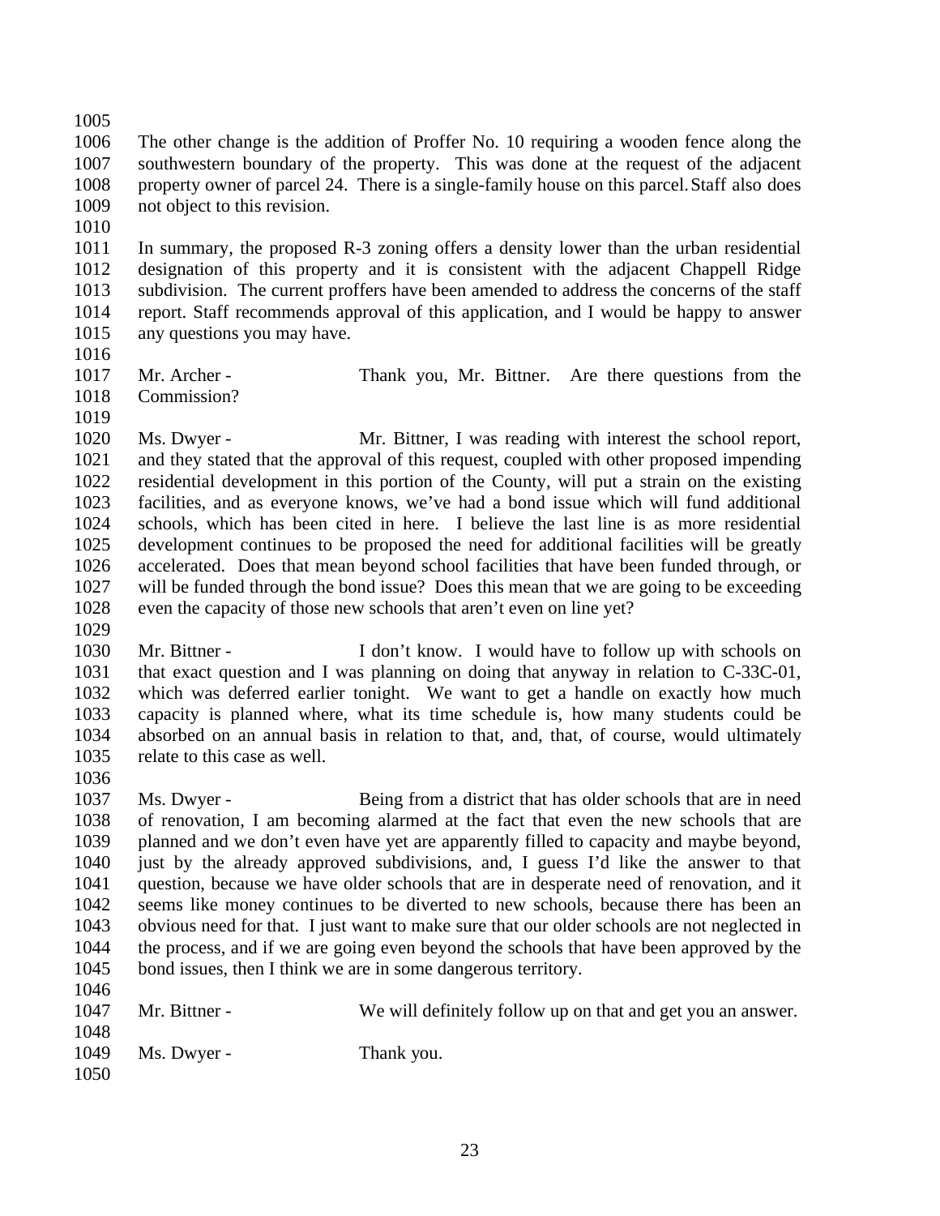The other change is the addition of Proffer No. 10 requiring a wooden fence along the southwestern boundary of the property. This was done at the request of the adjacent property owner of parcel 24. There is a single-family house on this parcel. Staff also does not object to this revision.

In summary, the proposed R-3 zoning offers a density lower than the urban residential designation of this property and it is consistent with the adjacent Chappell Ridge subdivision. The current proffers have been amended to address the concerns of the staff report. Staff recommends approval of this application, and I would be happy to answer any questions you may have.

Mr. Archer - Thank you, Mr. Bittner. Are there questions from the Commission?

Ms. Dwyer - Mr. Bittner, I was reading with interest the school report, and they stated that the approval of this request, coupled with other proposed impending residential development in this portion of the County, will put a strain on the existing facilities, and as everyone knows, we've had a bond issue which will fund additional schools, which has been cited in here. I believe the last line is as more residential development continues to be proposed the need for additional facilities will be greatly accelerated. Does that mean beyond school facilities that have been funded through, or will be funded through the bond issue? Does this mean that we are going to be exceeding even the capacity of those new schools that aren't even on line yet?

Mr. Bittner - I don't know. I would have to follow up with schools on that exact question and I was planning on doing that anyway in relation to C-33C-01, which was deferred earlier tonight. We want to get a handle on exactly how much capacity is planned where, what its time schedule is, how many students could be absorbed on an annual basis in relation to that, and, that, of course, would ultimately relate to this case as well.

Ms. Dwyer - Being from a district that has older schools that are in need of renovation, I am becoming alarmed at the fact that even the new schools that are planned and we don't even have yet are apparently filled to capacity and maybe beyond, just by the already approved subdivisions, and, I guess I'd like the answer to that question, because we have older schools that are in desperate need of renovation, and it seems like money continues to be diverted to new schools, because there has been an obvious need for that. I just want to make sure that our older schools are not neglected in the process, and if we are going even beyond the schools that have been approved by the bond issues, then I think we are in some dangerous territory.

Mr. Bittner - We will definitely follow up on that and get you an answer.

Ms. Dwyer - Thank you.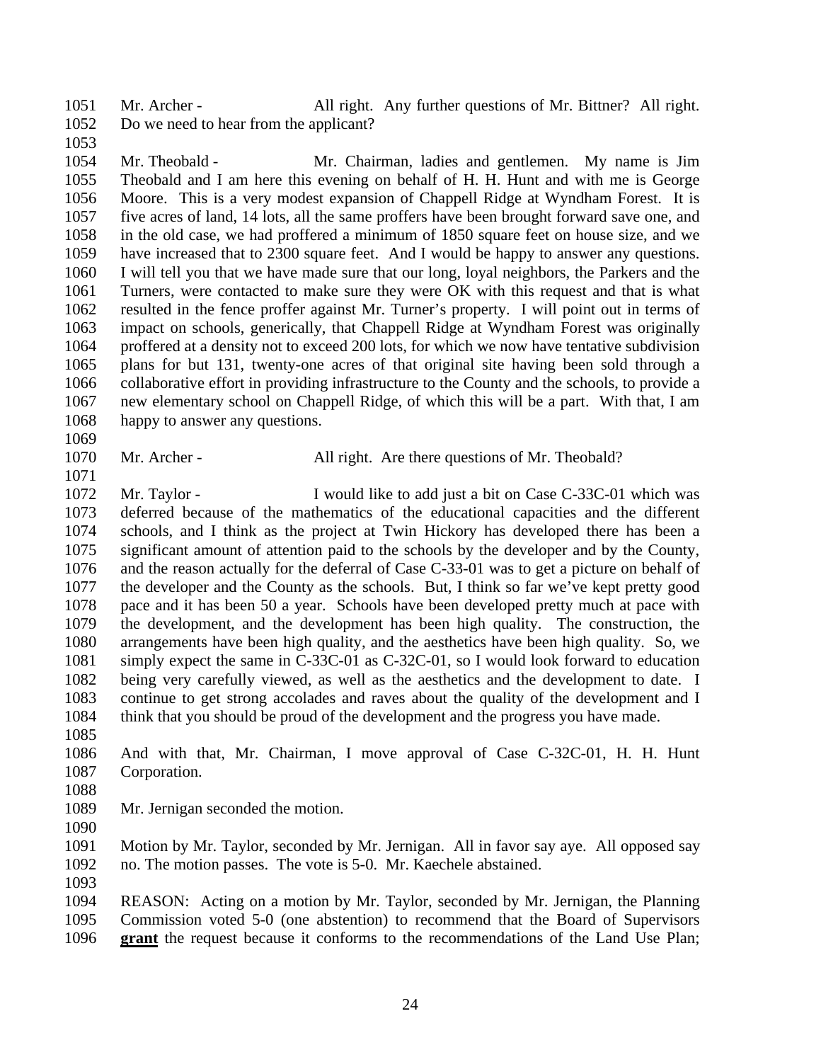1051 Mr. Archer - All right. Any further questions of Mr. Bittner? All right.
1052 Do we need to hear from the applicant?
1053
1054 Mr. Theobald - Mr. Chairman, ladies and gentlemen. My name is Jim
1055 Theobald and I am here this evening on behalf of H. H. Hunt and with me is George
1056 Moore. This is a very modest expansion of Chappell Ridge at Wyndham Forest. It is
1057 five acres of land, 14 lots, all the same proffers have been brought forward save one, and
1058 in the old case, we had proffered a minimum of 1850 square feet on house size, and we
1059 have increased that to 2300 square feet. And I would be happy to answer any questions.
1060 I will tell you that we have made sure that our long, loyal neighbors, the Parkers and the
1061 Turners, were contacted to make sure they were OK with this request and that is what
1062 resulted in the fence proffer against Mr. Turner's property. I will point out in terms of
1063 impact on schools, generically, that Chappell Ridge at Wyndham Forest was originally
1064 proffered at a density not to exceed 200 lots, for which we now have tentative subdivision
1065 plans for but 131, twenty-one acres of that original site having been sold through a
1066 collaborative effort in providing infrastructure to the County and the schools, to provide a
1067 new elementary school on Chappell Ridge, of which this will be a part. With that, I am
1068 happy to answer any questions.
1069
1070 Mr. Archer - All right. Are there questions of Mr. Theobald?
1071
1072 Mr. Taylor - I would like to add just a bit on Case C-33C-01 which was
1073 deferred because of the mathematics of the educational capacities and the different
1074 schools, and I think as the project at Twin Hickory has developed there has been a
1075 significant amount of attention paid to the schools by the developer and by the County,
1076 and the reason actually for the deferral of Case C-33-01 was to get a picture on behalf of
1077 the developer and the County as the schools. But, I think so far we've kept pretty good
1078 pace and it has been 50 a year. Schools have been developed pretty much at pace with
1079 the development, and the development has been high quality. The construction, the
1080 arrangements have been high quality, and the aesthetics have been high quality. So, we
1081 simply expect the same in C-33C-01 as C-32C-01, so I would look forward to education
1082 being very carefully viewed, as well as the aesthetics and the development to date. I
1083 continue to get strong accolades and raves about the quality of the development and I
1084 think that you should be proud of the development and the progress you have made.
1085
1086 And with that, Mr. Chairman, I move approval of Case C-32C-01, H. H. Hunt
1087 Corporation.
1088
1089 Mr. Jernigan seconded the motion.
1090
1091 Motion by Mr. Taylor, seconded by Mr. Jernigan. All in favor say aye. All opposed say
1092 no. The motion passes. The vote is 5-0. Mr. Kaechele abstained.
1093
1094 REASON: Acting on a motion by Mr. Taylor, seconded by Mr. Jernigan, the Planning
1095 Commission voted 5-0 (one abstention) to recommend that the Board of Supervisors
1096 **grant** the request because it conforms to the recommendations of the Land Use Plan;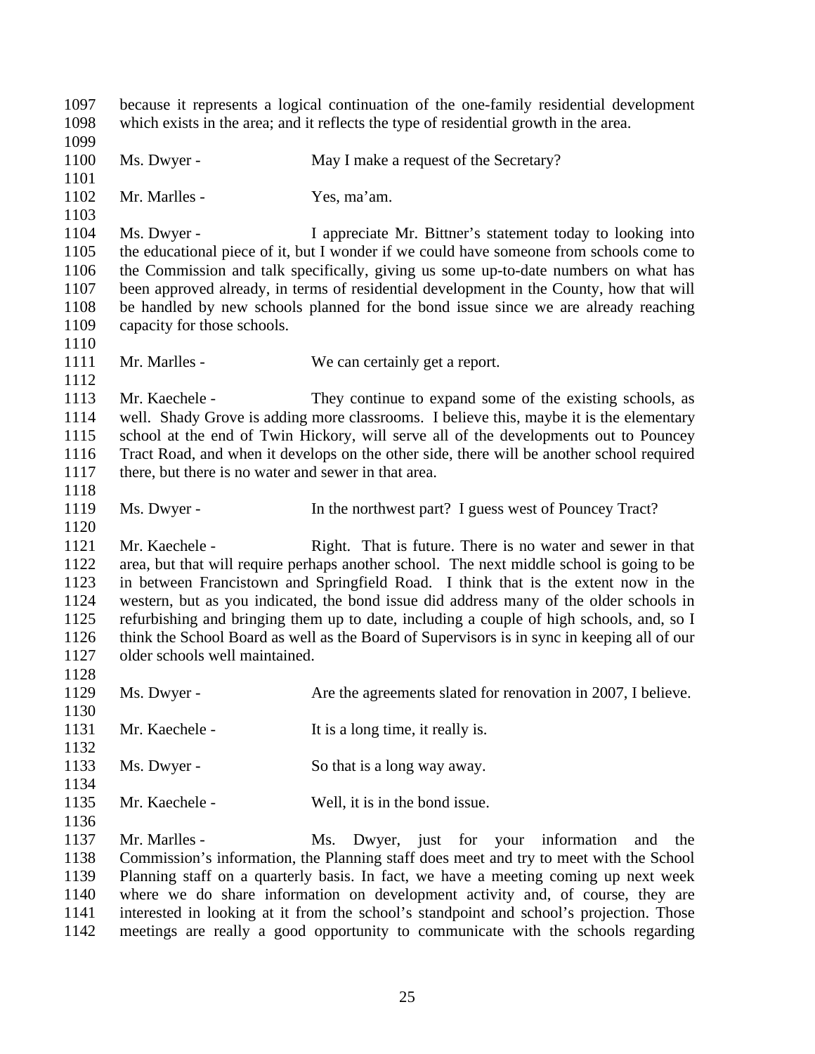because it represents a logical continuation of the one-family residential development which exists in the area; and it reflects the type of residential growth in the area.

Ms. Dwyer - May I make a request of the Secretary?

Mr. Marlles - Yes, ma'am.

Ms. Dwyer - I appreciate Mr. Bittner's statement today to looking into the educational piece of it, but I wonder if we could have someone from schools come to the Commission and talk specifically, giving us some up-to-date numbers on what has been approved already, in terms of residential development in the County, how that will be handled by new schools planned for the bond issue since we are already reaching capacity for those schools.

Mr. Marlles - We can certainly get a report.

Mr. Kaechele - They continue to expand some of the existing schools, as well. Shady Grove is adding more classrooms. I believe this, maybe it is the elementary school at the end of Twin Hickory, will serve all of the developments out to Pouncey Tract Road, and when it develops on the other side, there will be another school required there, but there is no water and sewer in that area.

Ms. Dwyer - In the northwest part? I guess west of Pouncey Tract?

Mr. Kaechele - Right. That is future. There is no water and sewer in that area, but that will require perhaps another school. The next middle school is going to be in between Francistown and Springfield Road. I think that is the extent now in the western, but as you indicated, the bond issue did address many of the older schools in refurbishing and bringing them up to date, including a couple of high schools, and, so I think the School Board as well as the Board of Supervisors is in sync in keeping all of our older schools well maintained.

Ms. Dwyer - Are the agreements slated for renovation in 2007, I believe.

Mr. Kaechele - It is a long time, it really is.

Ms. Dwyer - So that is a long way away.

Mr. Kaechele - Well, it is in the bond issue.

Mr. Marlles - Ms. Dwyer, just for your information and the Commission's information, the Planning staff does meet and try to meet with the School Planning staff on a quarterly basis. In fact, we have a meeting coming up next week where we do share information on development activity and, of course, they are interested in looking at it from the school's standpoint and school's projection. Those meetings are really a good opportunity to communicate with the schools regarding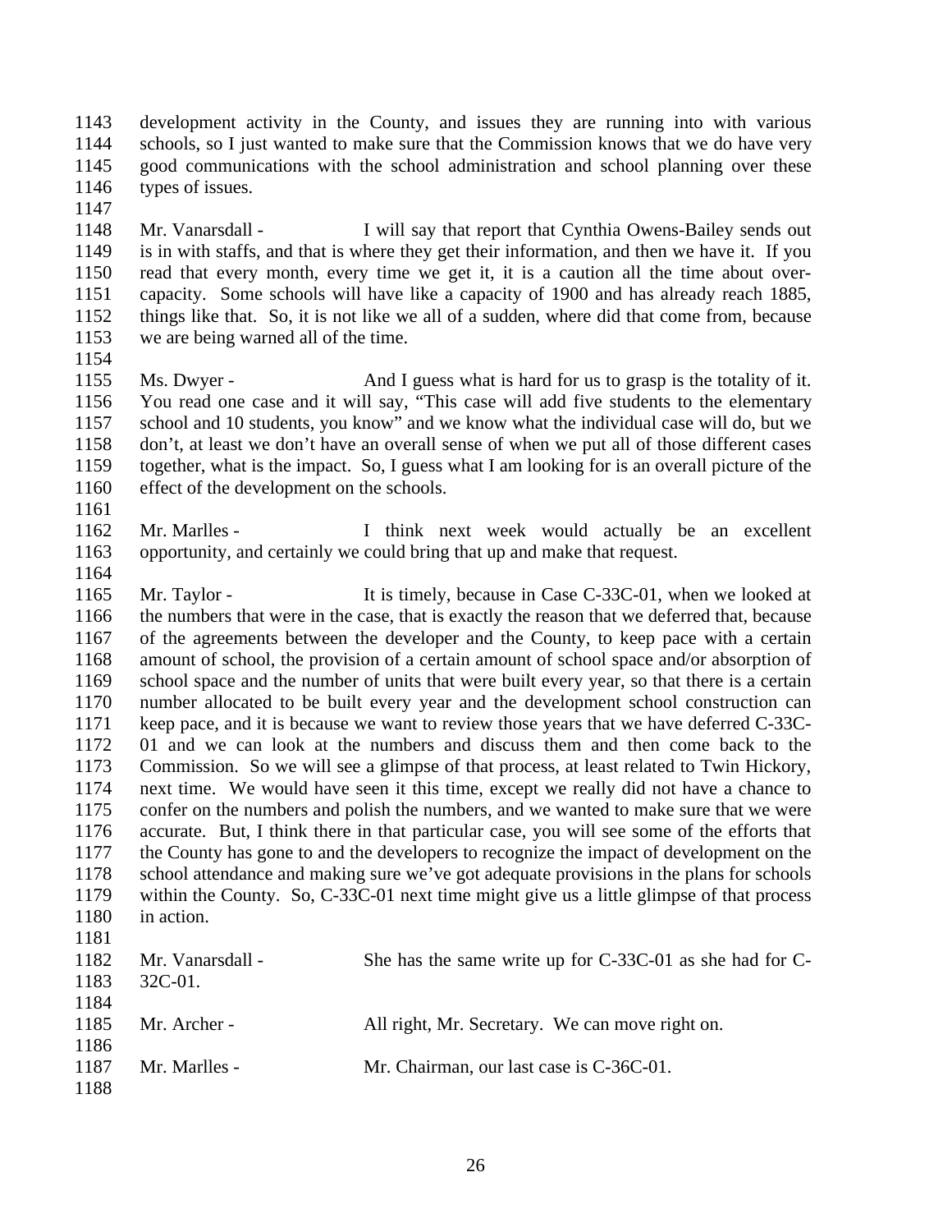1143 development activity in the County, and issues they are running into with various
1144 schools, so I just wanted to make sure that the Commission knows that we do have very
1145 good communications with the school administration and school planning over these
1146 types of issues.
1147
1148 Mr. Vanarsdall - I will say that report that Cynthia Owens-Bailey sends out
1149 is in with staffs, and that is where they get their information, and then we have it. If you
1150 read that every month, every time we get it, it is a caution all the time about over-
1151 capacity. Some schools will have like a capacity of 1900 and has already reach 1885,
1152 things like that. So, it is not like we all of a sudden, where did that come from, because
1153 we are being warned all of the time.
1154
1155 Ms. Dwyer - And I guess what is hard for us to grasp is the totality of it.
1156 You read one case and it will say, "This case will add five students to the elementary
1157 school and 10 students, you know" and we know what the individual case will do, but we
1158 don't, at least we don't have an overall sense of when we put all of those different cases
1159 together, what is the impact. So, I guess what I am looking for is an overall picture of the
1160 effect of the development on the schools.
1161
1162 Mr. Marlles - I think next week would actually be an excellent
1163 opportunity, and certainly we could bring that up and make that request.
1164
1165 Mr. Taylor - It is timely, because in Case C-33C-01, when we looked at
1166 the numbers that were in the case, that is exactly the reason that we deferred that, because
1167 of the agreements between the developer and the County, to keep pace with a certain
1168 amount of school, the provision of a certain amount of school space and/or absorption of
1169 school space and the number of units that were built every year, so that there is a certain
1170 number allocated to be built every year and the development school construction can
1171 keep pace, and it is because we want to review those years that we have deferred C-33C-
1172 01 and we can look at the numbers and discuss them and then come back to the
1173 Commission. So we will see a glimpse of that process, at least related to Twin Hickory,
1174 next time. We would have seen it this time, except we really did not have a chance to
1175 confer on the numbers and polish the numbers, and we wanted to make sure that we were
1176 accurate. But, I think there in that particular case, you will see some of the efforts that
1177 the County has gone to and the developers to recognize the impact of development on the
1178 school attendance and making sure we've got adequate provisions in the plans for schools
1179 within the County. So, C-33C-01 next time might give us a little glimpse of that process
1180 in action.
1181
1182 Mr. Vanarsdall - She has the same write up for C-33C-01 as she had for C-
1183 32C-01.
1184
1185 Mr. Archer - All right, Mr. Secretary. We can move right on.
1186
1187 Mr. Marlles - Mr. Chairman, our last case is C-36C-01.
1188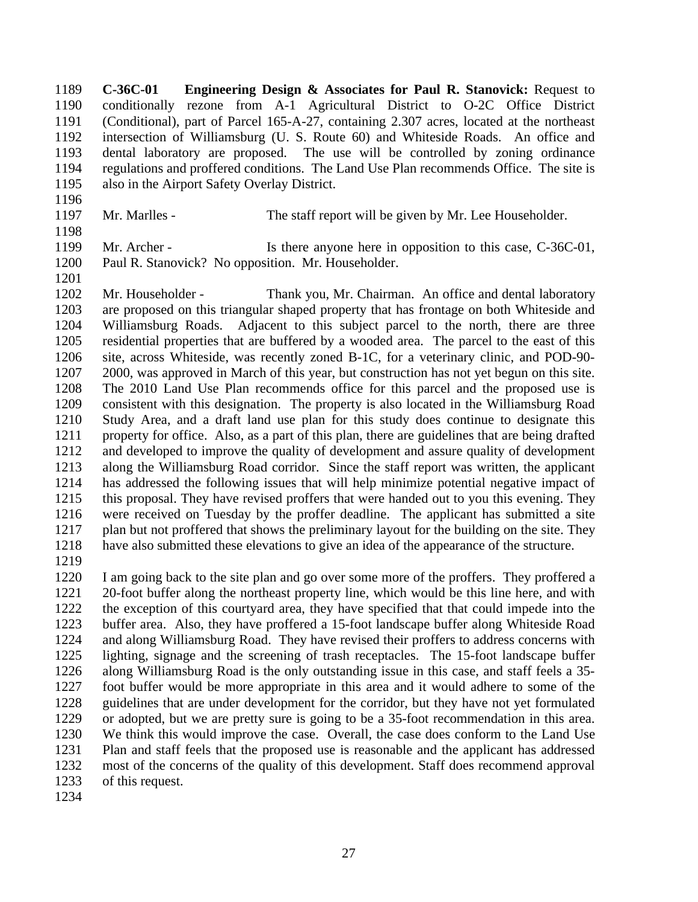**C-36C-01 Engineering Design & Associates for Paul R. Stanovick:** Request to conditionally rezone from A-1 Agricultural District to O-2C Office District (Conditional), part of Parcel 165-A-27, containing 2.307 acres, located at the northeast intersection of Williamsburg (U. S. Route 60) and Whiteside Roads. An office and dental laboratory are proposed. The use will be controlled by zoning ordinance regulations and proffered conditions. The Land Use Plan recommends Office. The site is also in the Airport Safety Overlay District.

Mr. Marlles - The staff report will be given by Mr. Lee Householder.

Mr. Archer - Is there anyone here in opposition to this case, C-36C-01, Paul R. Stanovick? No opposition. Mr. Householder.

Mr. Householder - Thank you, Mr. Chairman. An office and dental laboratory are proposed on this triangular shaped property that has frontage on both Whiteside and Williamsburg Roads. Adjacent to this subject parcel to the north, there are three residential properties that are buffered by a wooded area. The parcel to the east of this site, across Whiteside, was recently zoned B-1C, for a veterinary clinic, and POD-90-2000, was approved in March of this year, but construction has not yet begun on this site. The 2010 Land Use Plan recommends office for this parcel and the proposed use is consistent with this designation. The property is also located in the Williamsburg Road Study Area, and a draft land use plan for this study does continue to designate this property for office. Also, as a part of this plan, there are guidelines that are being drafted and developed to improve the quality of development and assure quality of development along the Williamsburg Road corridor. Since the staff report was written, the applicant has addressed the following issues that will help minimize potential negative impact of this proposal. They have revised proffers that were handed out to you this evening. They were received on Tuesday by the proffer deadline. The applicant has submitted a site plan but not proffered that shows the preliminary layout for the building on the site. They have also submitted these elevations to give an idea of the appearance of the structure.

I am going back to the site plan and go over some more of the proffers. They proffered a 20-foot buffer along the northeast property line, which would be this line here, and with the exception of this courtyard area, they have specified that that could impede into the buffer area. Also, they have proffered a 15-foot landscape buffer along Whiteside Road and along Williamsburg Road. They have revised their proffers to address concerns with lighting, signage and the screening of trash receptacles. The 15-foot landscape buffer along Williamsburg Road is the only outstanding issue in this case, and staff feels a 35-foot buffer would be more appropriate in this area and it would adhere to some of the guidelines that are under development for the corridor, but they have not yet formulated or adopted, but we are pretty sure is going to be a 35-foot recommendation in this area. We think this would improve the case. Overall, the case does conform to the Land Use Plan and staff feels that the proposed use is reasonable and the applicant has addressed most of the concerns of the quality of this development. Staff does recommend approval of this request.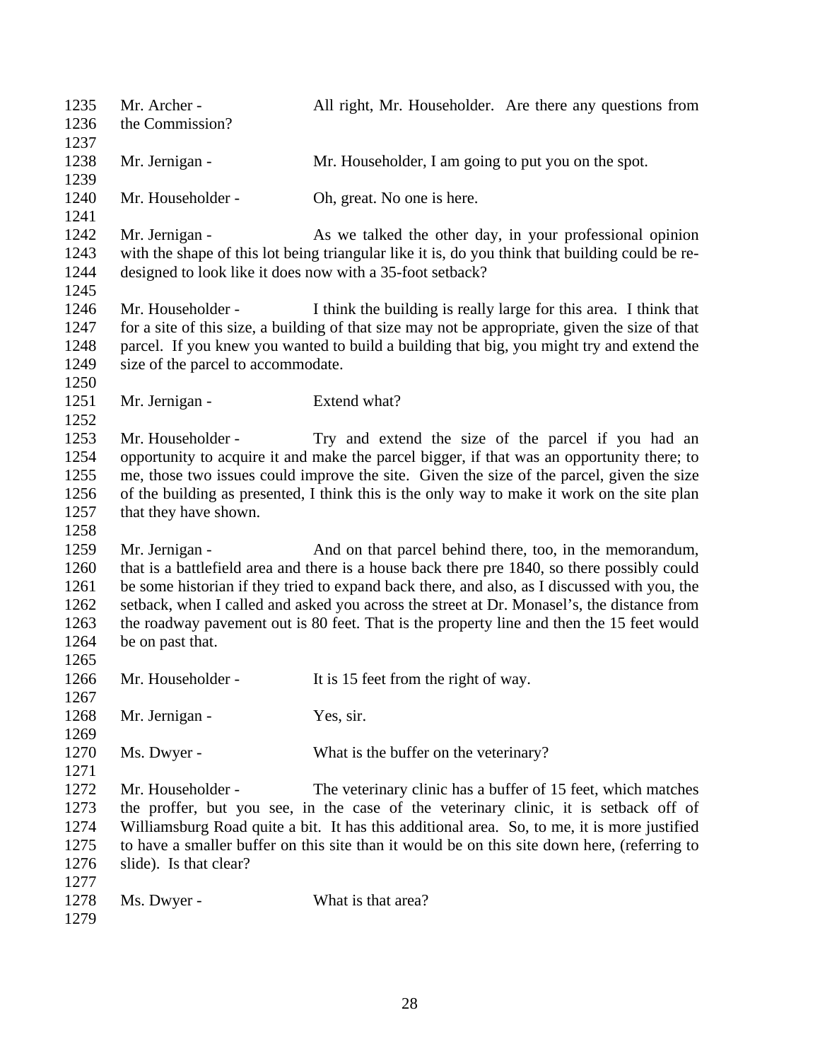1235 Mr. Archer - All right, Mr. Householder. Are there any questions from
1236 the Commission?
1237
1238 Mr. Jernigan - Mr. Householder, I am going to put you on the spot.
1239
1240 Mr. Householder - Oh, great. No one is here.
1241
1242 Mr. Jernigan - As we talked the other day, in your professional opinion
1243 with the shape of this lot being triangular like it is, do you think that building could be re-
1244 designed to look like it does now with a 35-foot setback?
1245
1246 Mr. Householder - I think the building is really large for this area. I think that
1247 for a site of this size, a building of that size may not be appropriate, given the size of that
1248 parcel. If you knew you wanted to build a building that big, you might try and extend the
1249 size of the parcel to accommodate.
1250
1251 Mr. Jernigan - Extend what?
1252
1253 Mr. Householder - Try and extend the size of the parcel if you had an
1254 opportunity to acquire it and make the parcel bigger, if that was an opportunity there; to
1255 me, those two issues could improve the site. Given the size of the parcel, given the size
1256 of the building as presented, I think this is the only way to make it work on the site plan
1257 that they have shown.
1258
1259 Mr. Jernigan - And on that parcel behind there, too, in the memorandum,
1260 that is a battlefield area and there is a house back there pre 1840, so there possibly could
1261 be some historian if they tried to expand back there, and also, as I discussed with you, the
1262 setback, when I called and asked you across the street at Dr. Monasel's, the distance from
1263 the roadway pavement out is 80 feet. That is the property line and then the 15 feet would
1264 be on past that.
1265
1266 Mr. Householder - It is 15 feet from the right of way.
1267
1268 Mr. Jernigan - Yes, sir.
1269
1270 Ms. Dwyer - What is the buffer on the veterinary?
1271
1272 Mr. Householder - The veterinary clinic has a buffer of 15 feet, which matches
1273 the proffer, but you see, in the case of the veterinary clinic, it is setback off of
1274 Williamsburg Road quite a bit. It has this additional area. So, to me, it is more justified
1275 to have a smaller buffer on this site than it would be on this site down here, (referring to
1276 slide). Is that clear?
1277
1278 Ms. Dwyer - What is that area?
1279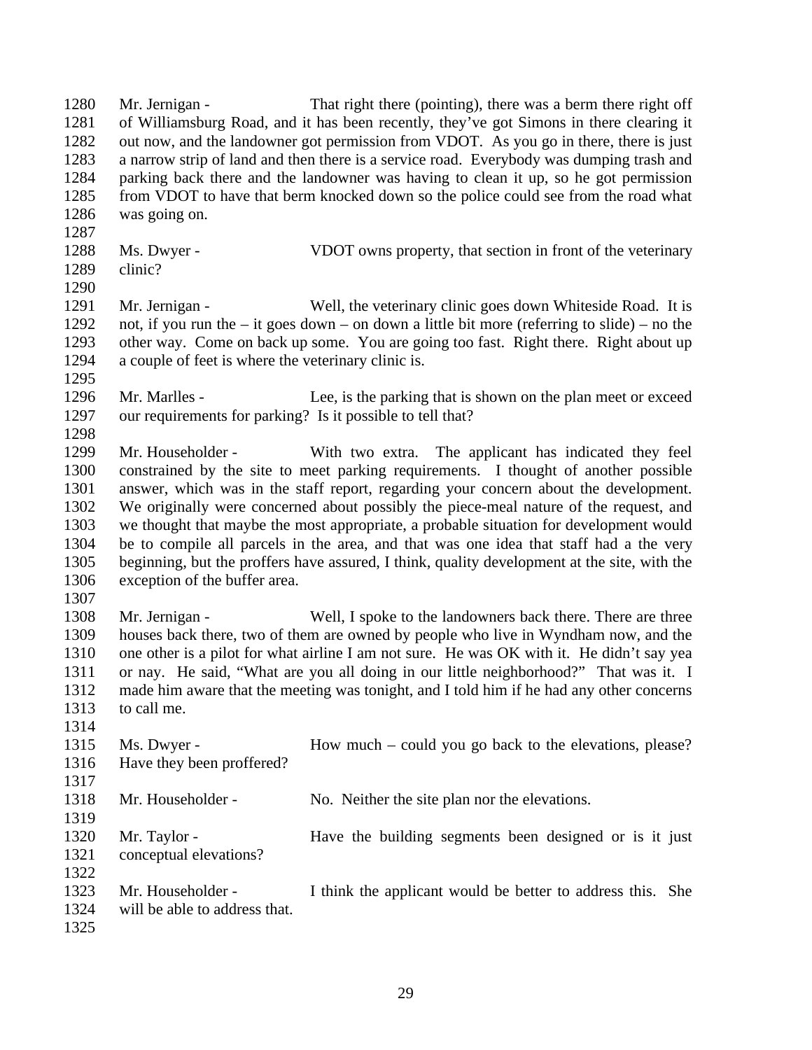1280 Mr. Jernigan - That right there (pointing), there was a berm there right off of Williamsburg Road, and it has been recently, they've got Simons in there clearing it out now, and the landowner got permission from VDOT. As you go in there, there is just a narrow strip of land and then there is a service road. Everybody was dumping trash and parking back there and the landowner was having to clean it up, so he got permission from VDOT to have that berm knocked down so the police could see from the road what was going on.

1288 Ms. Dwyer - VDOT owns property, that section in front of the veterinary clinic?

1291 Mr. Jernigan - Well, the veterinary clinic goes down Whiteside Road. It is not, if you run the – it goes down – on down a little bit more (referring to slide) – no the other way. Come on back up some. You are going too fast. Right there. Right about up a couple of feet is where the veterinary clinic is.

1296 Mr. Marlles - Lee, is the parking that is shown on the plan meet or exceed our requirements for parking? Is it possible to tell that?

1299 Mr. Householder - With two extra. The applicant has indicated they feel constrained by the site to meet parking requirements. I thought of another possible answer, which was in the staff report, regarding your concern about the development. We originally were concerned about possibly the piece-meal nature of the request, and we thought that maybe the most appropriate, a probable situation for development would be to compile all parcels in the area, and that was one idea that staff had a the very beginning, but the proffers have assured, I think, quality development at the site, with the exception of the buffer area.

1308 Mr. Jernigan - Well, I spoke to the landowners back there. There are three houses back there, two of them are owned by people who live in Wyndham now, and the one other is a pilot for what airline I am not sure. He was OK with it. He didn't say yea or nay. He said, "What are you all doing in our little neighborhood?" That was it. I made him aware that the meeting was tonight, and I told him if he had any other concerns to call me.

1315 Ms. Dwyer - How much – could you go back to the elevations, please? Have they been proffered?

1318 Mr. Householder - No. Neither the site plan nor the elevations.

1320 Mr. Taylor - Have the building segments been designed or is it just conceptual elevations?

1323 Mr. Householder - I think the applicant would be better to address this. She will be able to address that.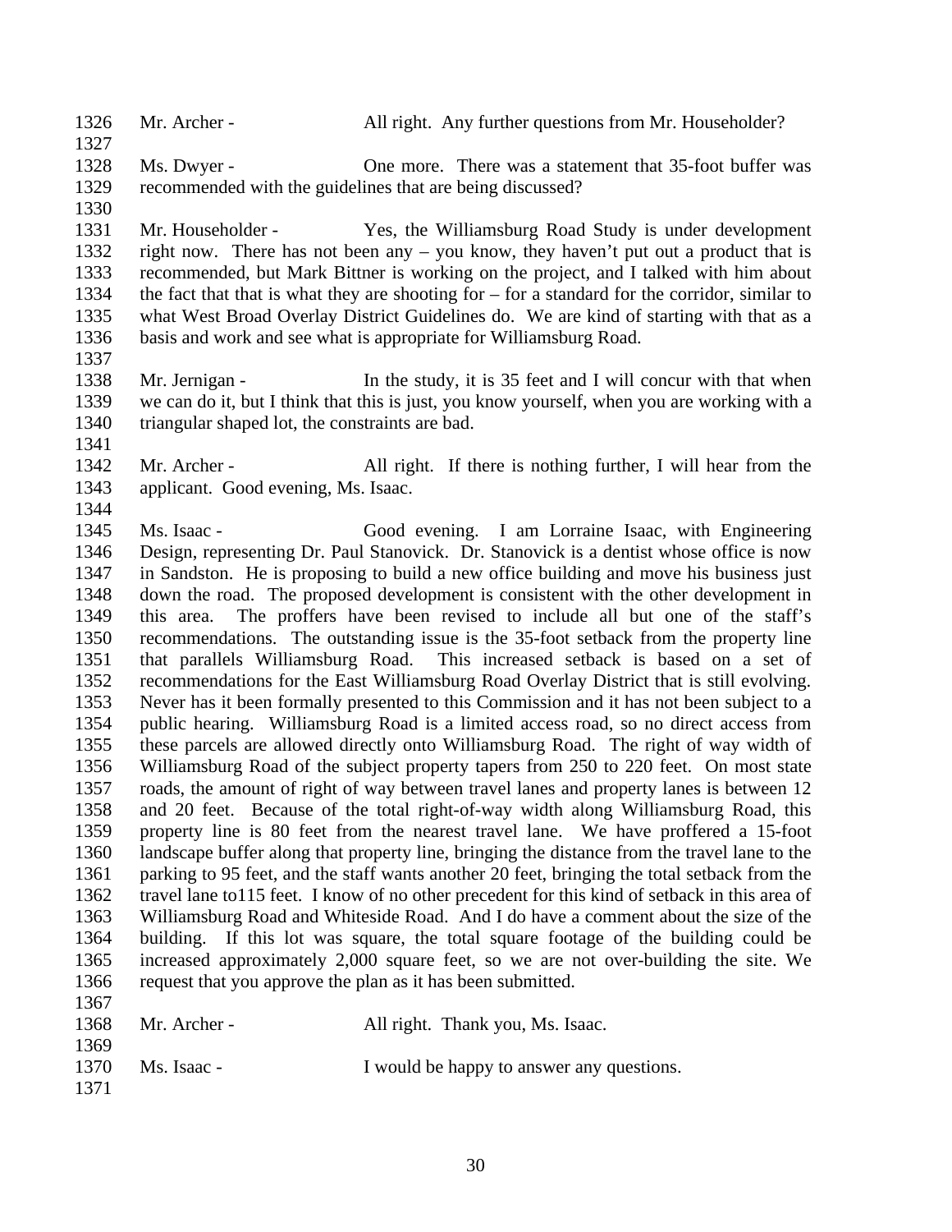1326 Mr. Archer - All right. Any further questions from Mr. Householder?

1327

1328 Ms. Dwyer - One more. There was a statement that 35-foot buffer was
1329 recommended with the guidelines that are being discussed?

1330

1331 Mr. Householder - Yes, the Williamsburg Road Study is under development
1332 right now. There has not been any – you know, they haven't put out a product that is
1333 recommended, but Mark Bittner is working on the project, and I talked with him about
1334 the fact that that is what they are shooting for – for a standard for the corridor, similar to
1335 what West Broad Overlay District Guidelines do. We are kind of starting with that as a
1336 basis and work and see what is appropriate for Williamsburg Road.

1337

1338 Mr. Jernigan - In the study, it is 35 feet and I will concur with that when
1339 we can do it, but I think that this is just, you know yourself, when you are working with a
1340 triangular shaped lot, the constraints are bad.

1341

1342 Mr. Archer - All right. If there is nothing further, I will hear from the
1343 applicant. Good evening, Ms. Isaac.

1344

1345 Ms. Isaac - Good evening. I am Lorraine Isaac, with Engineering
1346 Design, representing Dr. Paul Stanovick. Dr. Stanovick is a dentist whose office is now
1347 in Sandston. He is proposing to build a new office building and move his business just
1348 down the road. The proposed development is consistent with the other development in
1349 this area. The proffers have been revised to include all but one of the staff's
1350 recommendations. The outstanding issue is the 35-foot setback from the property line
1351 that parallels Williamsburg Road. This increased setback is based on a set of
1352 recommendations for the East Williamsburg Road Overlay District that is still evolving.
1353 Never has it been formally presented to this Commission and it has not been subject to a
1354 public hearing. Williamsburg Road is a limited access road, so no direct access from
1355 these parcels are allowed directly onto Williamsburg Road. The right of way width of
1356 Williamsburg Road of the subject property tapers from 250 to 220 feet. On most state
1357 roads, the amount of right of way between travel lanes and property lanes is between 12
1358 and 20 feet. Because of the total right-of-way width along Williamsburg Road, this
1359 property line is 80 feet from the nearest travel lane. We have proffered a 15-foot
1360 landscape buffer along that property line, bringing the distance from the travel lane to the
1361 parking to 95 feet, and the staff wants another 20 feet, bringing the total setback from the
1362 travel lane to115 feet. I know of no other precedent for this kind of setback in this area of
1363 Williamsburg Road and Whiteside Road. And I do have a comment about the size of the
1364 building. If this lot was square, the total square footage of the building could be
1365 increased approximately 2,000 square feet, so we are not over-building the site. We
1366 request that you approve the plan as it has been submitted.

1367

1368 Mr. Archer - All right. Thank you, Ms. Isaac.

1369

1370 Ms. Isaac - I would be happy to answer any questions.

1371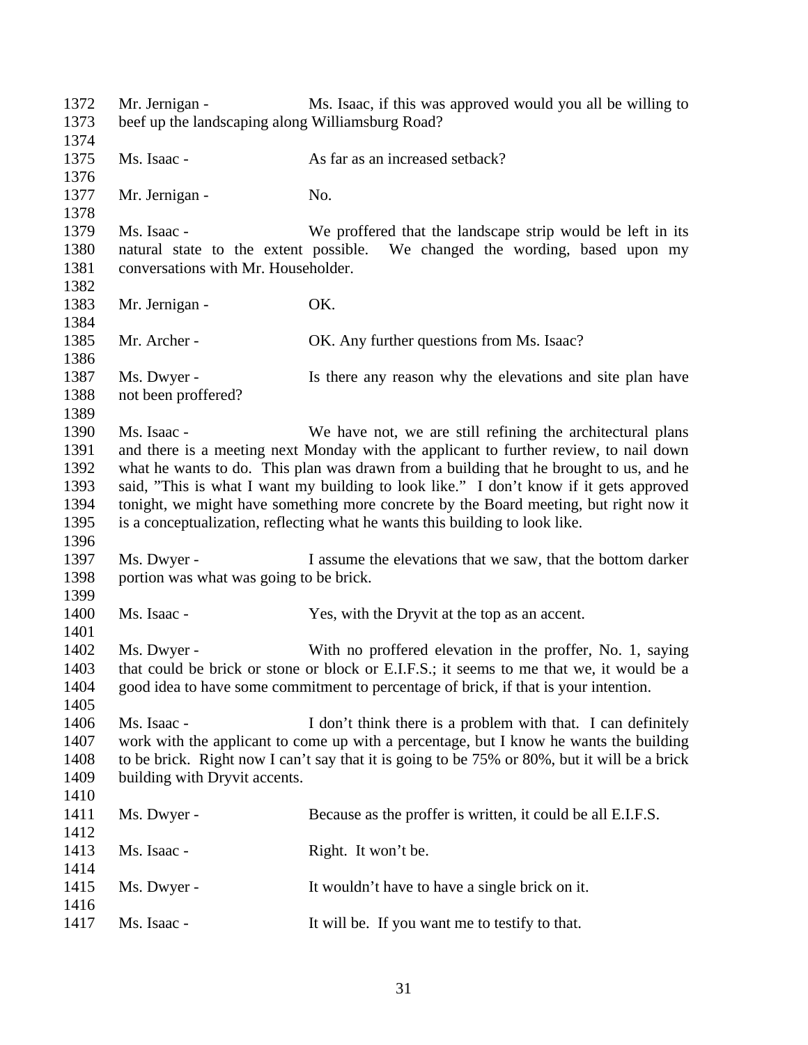1372 Mr. Jernigan - Ms. Isaac, if this was approved would you all be willing to
1373 beef up the landscaping along Williamsburg Road?
1374
1375 Ms. Isaac - As far as an increased setback?
1376
1377 Mr. Jernigan - No.
1378
1379 Ms. Isaac - We proffered that the landscape strip would be left in its
1380 natural state to the extent possible. We changed the wording, based upon my
1381 conversations with Mr. Householder.
1382
1383 Mr. Jernigan - OK.
1384
1385 Mr. Archer - OK. Any further questions from Ms. Isaac?
1386
1387 Ms. Dwyer - Is there any reason why the elevations and site plan have
1388 not been proffered?
1389
1390 Ms. Isaac - We have not, we are still refining the architectural plans
1391 and there is a meeting next Monday with the applicant to further review, to nail down
1392 what he wants to do. This plan was drawn from a building that he brought to us, and he
1393 said, "This is what I want my building to look like." I don't know if it gets approved
1394 tonight, we might have something more concrete by the Board meeting, but right now it
1395 is a conceptualization, reflecting what he wants this building to look like.
1396
1397 Ms. Dwyer - I assume the elevations that we saw, that the bottom darker
1398 portion was what was going to be brick.
1399
1400 Ms. Isaac - Yes, with the Dryvit at the top as an accent.
1401
1402 Ms. Dwyer - With no proffered elevation in the proffer, No. 1, saying
1403 that could be brick or stone or block or E.I.F.S.; it seems to me that we, it would be a
1404 good idea to have some commitment to percentage of brick, if that is your intention.
1405
1406 Ms. Isaac - I don't think there is a problem with that. I can definitely
1407 work with the applicant to come up with a percentage, but I know he wants the building
1408 to be brick. Right now I can't say that it is going to be 75% or 80%, but it will be a brick
1409 building with Dryvit accents.
1410
1411 Ms. Dwyer - Because as the proffer is written, it could be all E.I.F.S.
1412
1413 Ms. Isaac - Right. It won't be.
1414
1415 Ms. Dwyer - It wouldn't have to have a single brick on it.
1416
1417 Ms. Isaac - It will be. If you want me to testify to that.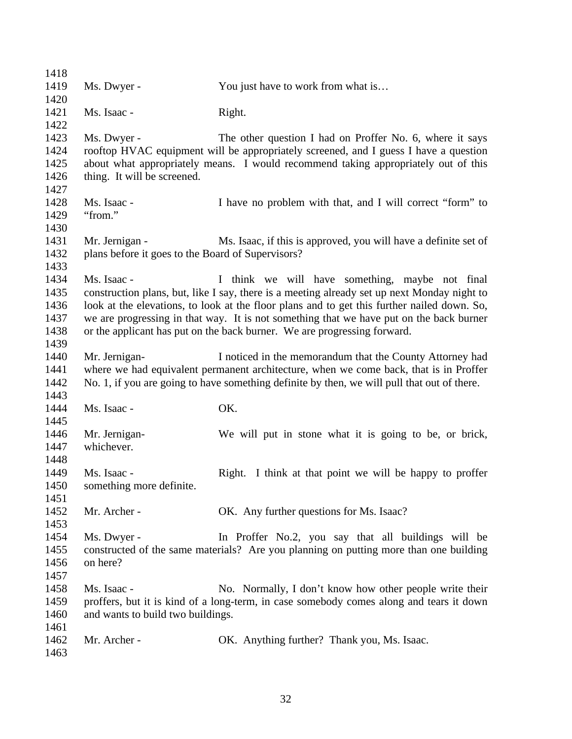1418

1419 Ms. Dwyer - You just have to work from what is…

1420

1421 Ms. Isaac - Right.

1422

1423 Ms. Dwyer - The other question I had on Proffer No. 6, where it says
1424 rooftop HVAC equipment will be appropriately screened, and I guess I have a question
1425 about what appropriately means. I would recommend taking appropriately out of this
1426 thing. It will be screened.

1427

1428 Ms. Isaac - I have no problem with that, and I will correct "form" to
1429 "from."

1430

1431 Mr. Jernigan - Ms. Isaac, if this is approved, you will have a definite set of
1432 plans before it goes to the Board of Supervisors?

1433

1434 Ms. Isaac - I think we will have something, maybe not final
1435 construction plans, but, like I say, there is a meeting already set up next Monday night to
1436 look at the elevations, to look at the floor plans and to get this further nailed down. So,
1437 we are progressing in that way. It is not something that we have put on the back burner
1438 or the applicant has put on the back burner. We are progressing forward.

1439

1440 Mr. Jernigan- I noticed in the memorandum that the County Attorney had
1441 where we had equivalent permanent architecture, when we come back, that is in Proffer
1442 No. 1, if you are going to have something definite by then, we will pull that out of there.

1443

1444 Ms. Isaac - OK.

1445

1446 Mr. Jernigan- We will put in stone what it is going to be, or brick,
1447 whichever.

1448

1449 Ms. Isaac - Right. I think at that point we will be happy to proffer
1450 something more definite.

1451

1452 Mr. Archer - OK. Any further questions for Ms. Isaac?

1453

1454 Ms. Dwyer - In Proffer No.2, you say that all buildings will be
1455 constructed of the same materials? Are you planning on putting more than one building
1456 on here?

1457

1458 Ms. Isaac - No. Normally, I don't know how other people write their
1459 proffers, but it is kind of a long-term, in case somebody comes along and tears it down
1460 and wants to build two buildings.

1461

1462 Mr. Archer - OK. Anything further? Thank you, Ms. Isaac.

1463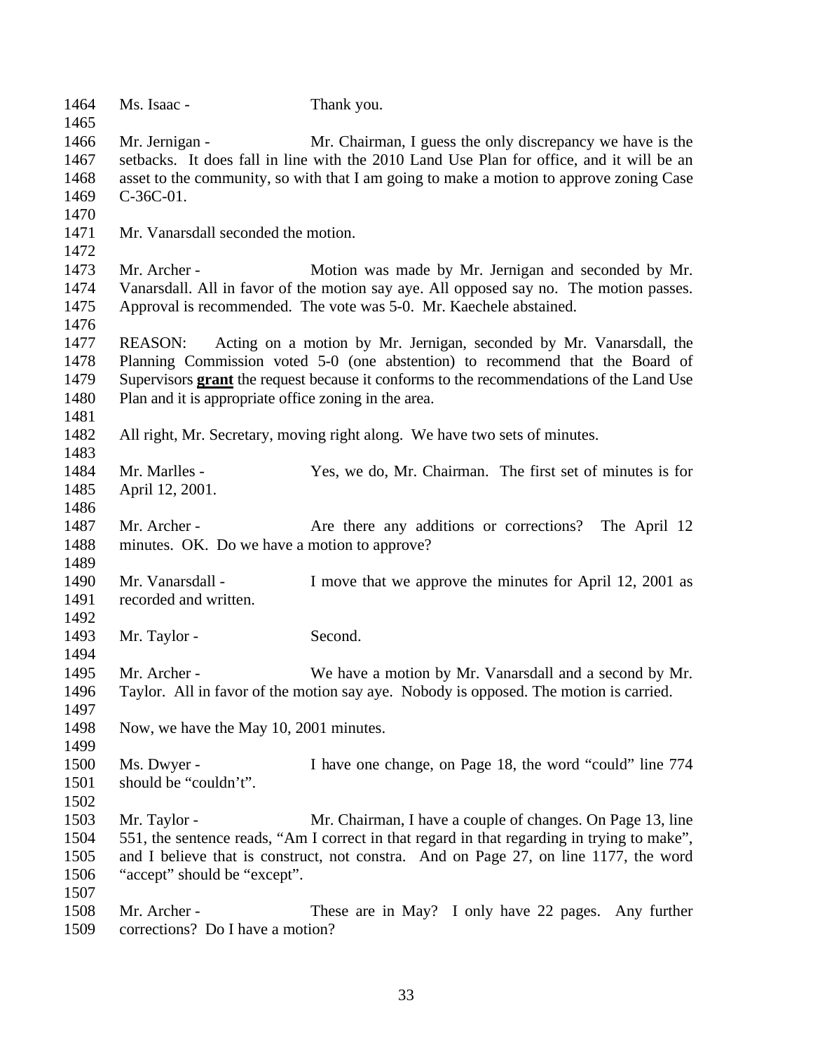1464 Ms. Isaac - Thank you.

1466 Mr. Jernigan - Mr. Chairman, I guess the only discrepancy we have is the
1467 setbacks. It does fall in line with the 2010 Land Use Plan for office, and it will be an
1468 asset to the community, so with that I am going to make a motion to approve zoning Case
1469 C-36C-01.

1471 Mr. Vanarsdall seconded the motion.

1473 Mr. Archer - Motion was made by Mr. Jernigan and seconded by Mr.
1474 Vanarsdall. All in favor of the motion say aye. All opposed say no. The motion passes.
1475 Approval is recommended. The vote was 5-0. Mr. Kaechele abstained.

1477 REASON: Acting on a motion by Mr. Jernigan, seconded by Mr. Vanarsdall, the
1478 Planning Commission voted 5-0 (one abstention) to recommend that the Board of
1479 Supervisors **grant** the request because it conforms to the recommendations of the Land Use
1480 Plan and it is appropriate office zoning in the area.

1482 All right, Mr. Secretary, moving right along. We have two sets of minutes.

1484 Mr. Marlles - Yes, we do, Mr. Chairman. The first set of minutes is for
1485 April 12, 2001.

1487 Mr. Archer - Are there any additions or corrections? The April 12
1488 minutes. OK. Do we have a motion to approve?

1490 Mr. Vanarsdall - I move that we approve the minutes for April 12, 2001 as
1491 recorded and written.

1493 Mr. Taylor - Second.

1495 Mr. Archer - We have a motion by Mr. Vanarsdall and a second by Mr.
1496 Taylor. All in favor of the motion say aye. Nobody is opposed. The motion is carried.

1498 Now, we have the May 10, 2001 minutes.

1500 Ms. Dwyer - I have one change, on Page 18, the word "could" line 774
1501 should be "couldn't".

1503 Mr. Taylor - Mr. Chairman, I have a couple of changes. On Page 13, line
1504 551, the sentence reads, "Am I correct in that regard in that regarding in trying to make",
1505 and I believe that is construct, not constra. And on Page 27, on line 1177, the word
1506 "accept" should be "except".

1508 Mr. Archer - These are in May? I only have 22 pages. Any further
1509 corrections? Do I have a motion?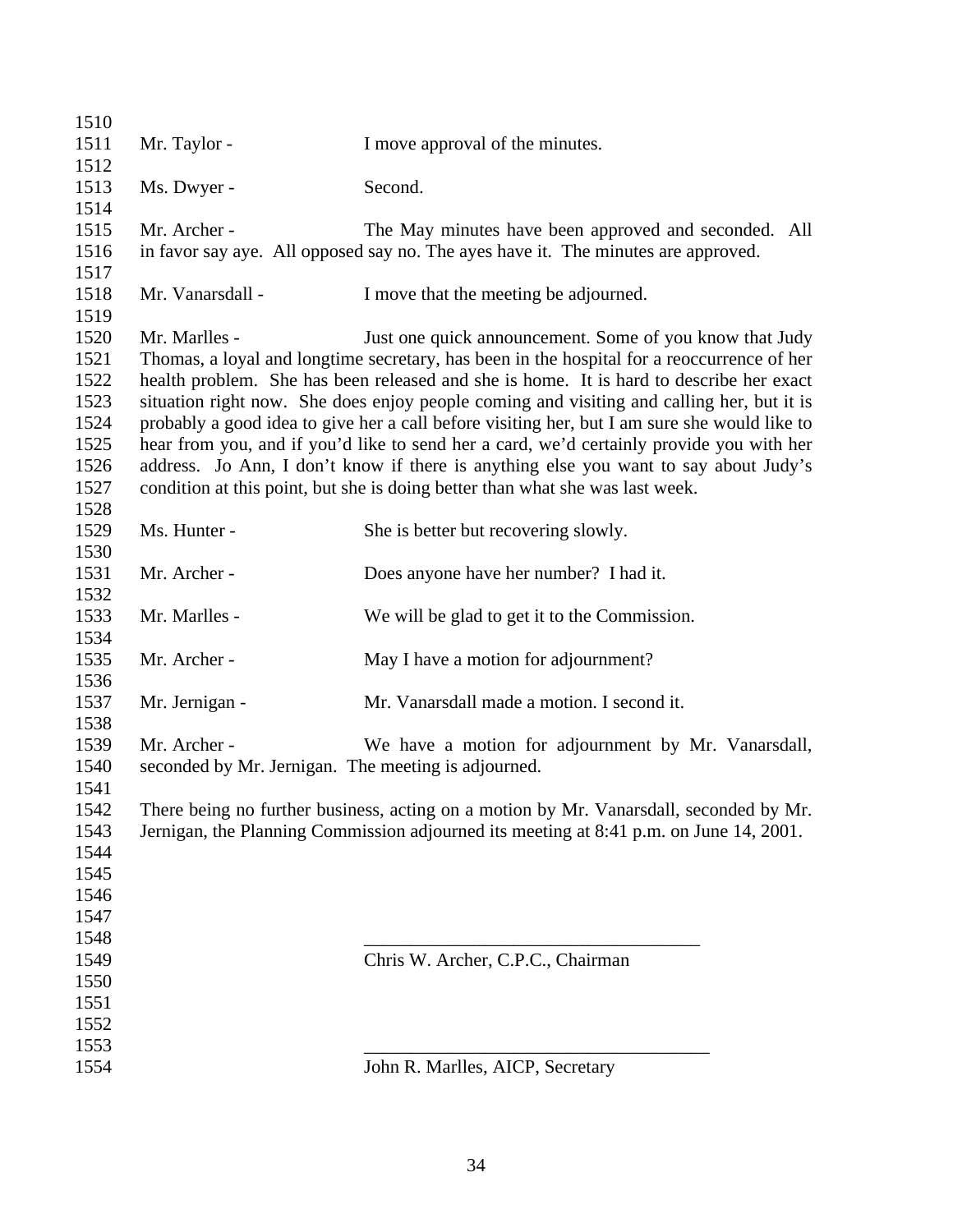Mr. Taylor - I move approval of the minutes.

Ms. Dwyer - Second.

Mr. Archer - The May minutes have been approved and seconded. All in favor say aye. All opposed say no. The ayes have it. The minutes are approved.

Mr. Vanarsdall - I move that the meeting be adjourned.

Mr. Marlles - Just one quick announcement. Some of you know that Judy Thomas, a loyal and longtime secretary, has been in the hospital for a reoccurrence of her health problem. She has been released and she is home. It is hard to describe her exact situation right now. She does enjoy people coming and visiting and calling her, but it is probably a good idea to give her a call before visiting her, but I am sure she would like to hear from you, and if you'd like to send her a card, we'd certainly provide you with her address. Jo Ann, I don't know if there is anything else you want to say about Judy's condition at this point, but she is doing better than what she was last week.

Ms. Hunter - She is better but recovering slowly.

Mr. Archer - Does anyone have her number? I had it.

Mr. Marlles - We will be glad to get it to the Commission.

Mr. Archer - May I have a motion for adjournment?

Mr. Jernigan - Mr. Vanarsdall made a motion. I second it.

Mr. Archer - We have a motion for adjournment by Mr. Vanarsdall, seconded by Mr. Jernigan. The meeting is adjourned.

There being no further business, acting on a motion by Mr. Vanarsdall, seconded by Mr. Jernigan, the Planning Commission adjourned its meeting at 8:41 p.m. on June 14, 2001.

\_\_\_\_\_\_\_\_\_\_\_\_\_\_\_\_\_\_\_\_\_\_\_\_\_\_\_\_\_\_\_\_\_\_\_\_

Chris W. Archer, C.P.C., Chairman

\_\_\_\_\_\_\_\_\_\_\_\_\_\_\_\_\_\_\_\_\_\_\_\_\_\_\_\_\_\_\_\_\_\_\_\_

John R. Marlles, AICP, Secretary